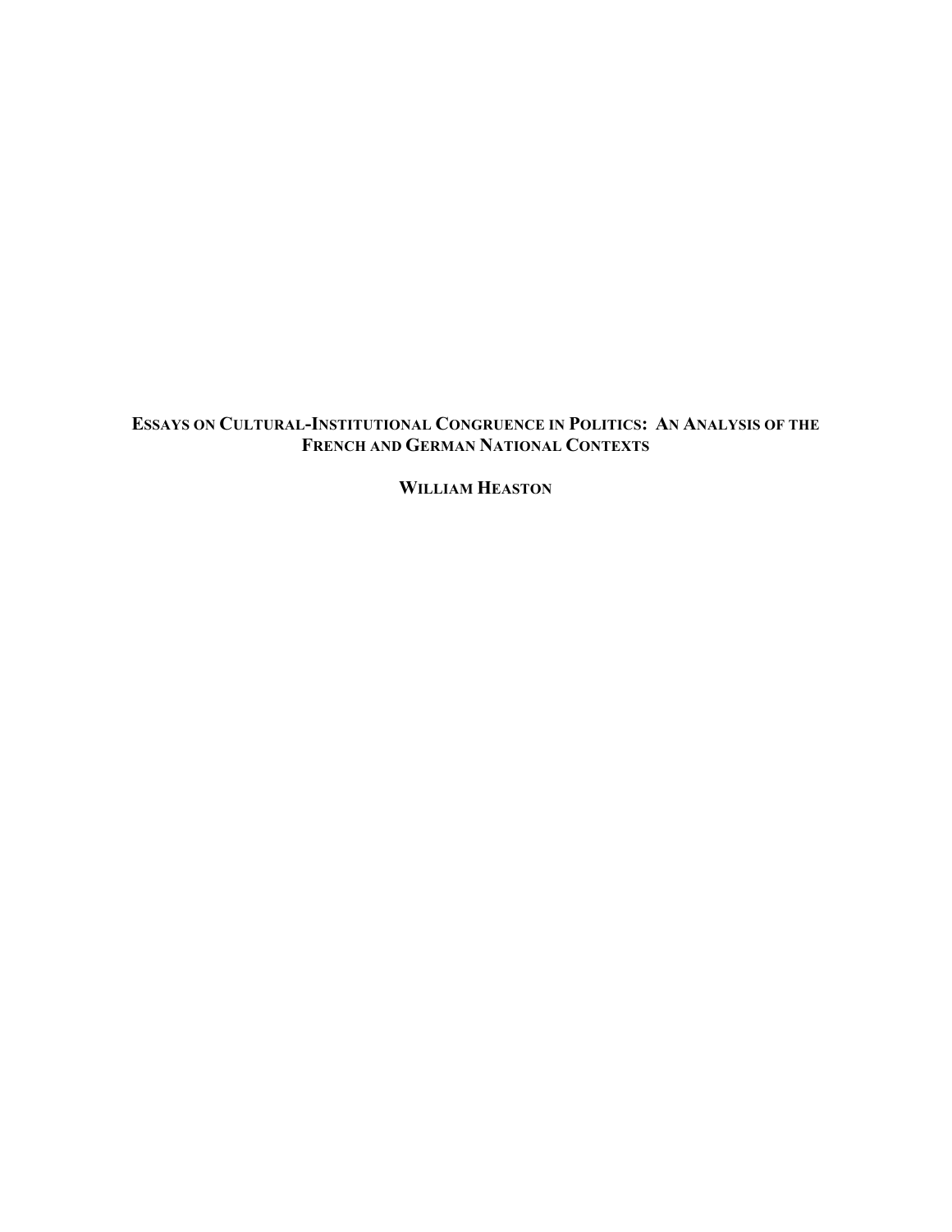# Essays on Cultural-Institutional Congruence in Politics: An Analysis of the French and German National Contexts

**William Heaston**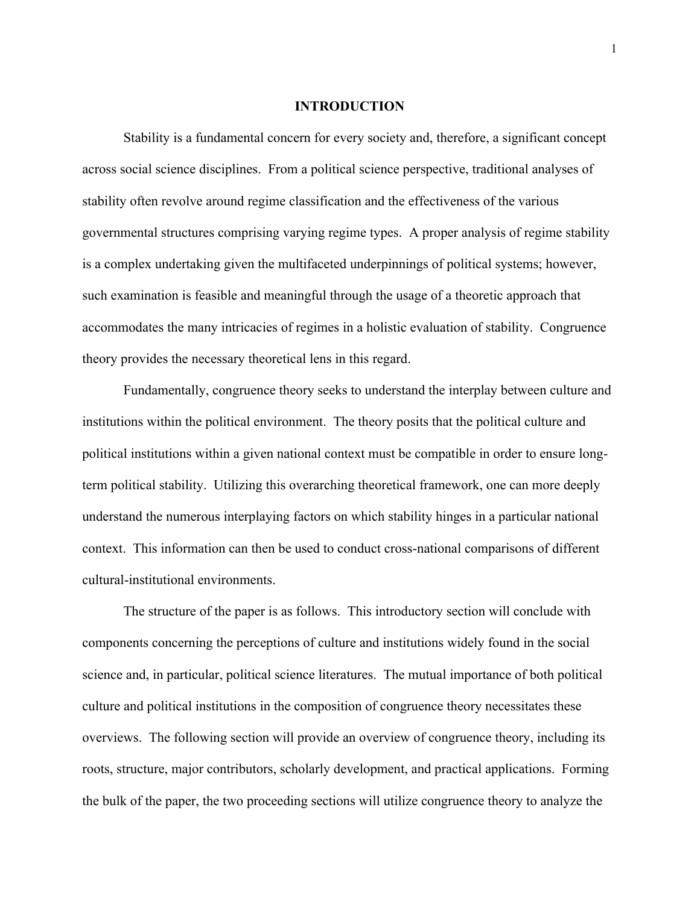# INTRODUCTION

Stability is a fundamental concern for every society and, therefore, a significant concept across social science disciplines. From a political science perspective, traditional analyses of stability often revolve around regime classification and the effectiveness of the various governmental structures comprising varying regime types. A proper analysis of regime stability is a complex undertaking given the multifaceted underpinnings of political systems; however, such examination is feasible and meaningful through the usage of a theoretic approach that accommodates the many intricacies of regimes in a holistic evaluation of stability. Congruence theory provides the necessary theoretical lens in this regard.

Fundamentally, congruence theory seeks to understand the interplay between culture and institutions within the political environment. The theory posits that the political culture and political institutions within a given national context must be compatible in order to ensure long-term political stability. Utilizing this overarching theoretical framework, one can more deeply understand the numerous interplaying factors on which stability hinges in a particular national context. This information can then be used to conduct cross-national comparisons of different cultural-institutional environments.

The structure of the paper is as follows. This introductory section will conclude with components concerning the perceptions of culture and institutions widely found in the social science and, in particular, political science literatures. The mutual importance of both political culture and political institutions in the composition of congruence theory necessitates these overviews. The following section will provide an overview of congruence theory, including its roots, structure, major contributors, scholarly development, and practical applications. Forming the bulk of the paper, the two proceeding sections will utilize congruence theory to analyze the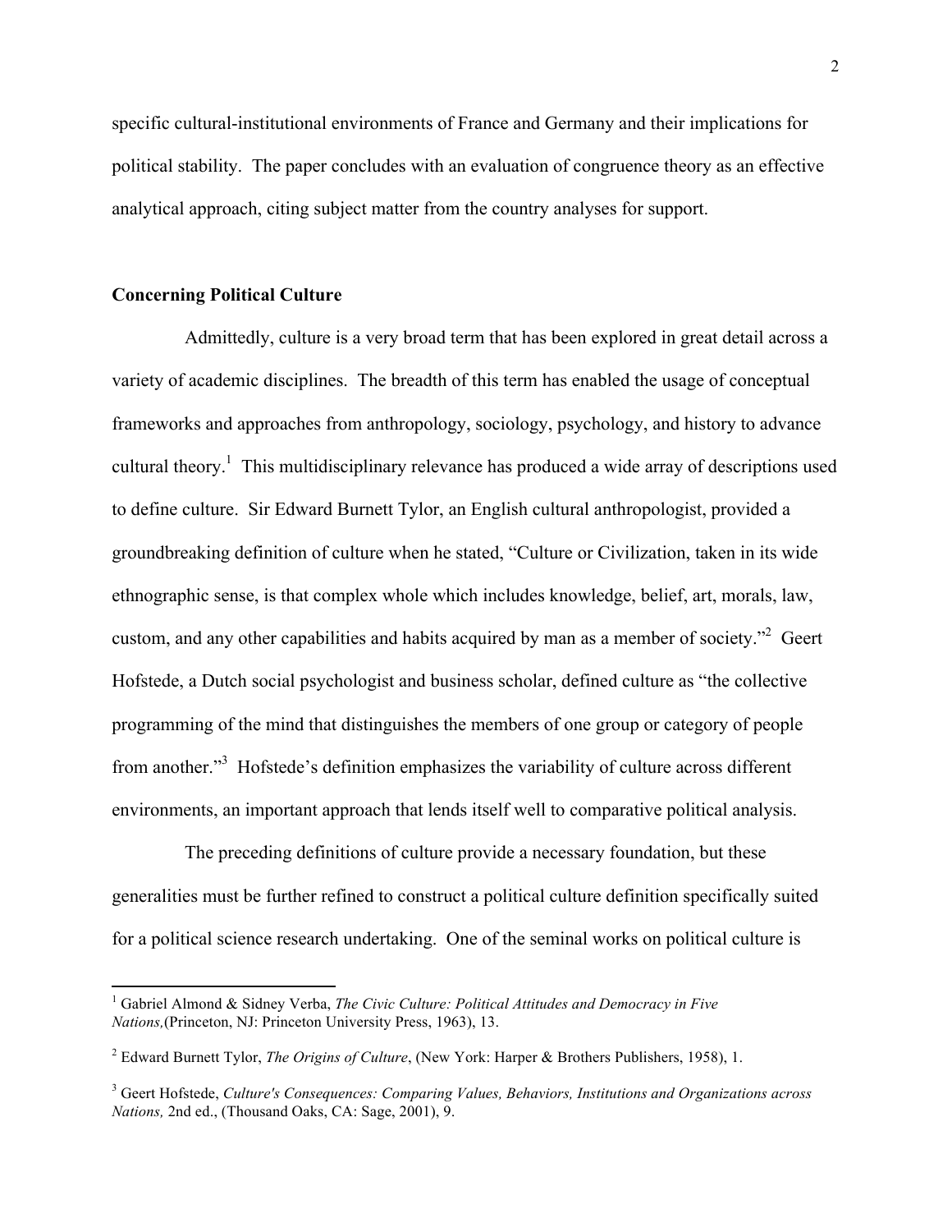specific cultural-institutional environments of France and Germany and their implications for political stability. The paper concludes with an evaluation of congruence theory as an effective analytical approach, citing subject matter from the country analyses for support.

## Concerning Political Culture

Admittedly, culture is a very broad term that has been explored in great detail across a variety of academic disciplines. The breadth of this term has enabled the usage of conceptual frameworks and approaches from anthropology, sociology, psychology, and history to advance cultural theory.[1] This multidisciplinary relevance has produced a wide array of descriptions used to define culture. Sir Edward Burnett Tylor, an English cultural anthropologist, provided a groundbreaking definition of culture when he stated, "Culture or Civilization, taken in its wide ethnographic sense, is that complex whole which includes knowledge, belief, art, morals, law, custom, and any other capabilities and habits acquired by man as a member of society."[2] Geert Hofstede, a Dutch social psychologist and business scholar, defined culture as "the collective programming of the mind that distinguishes the members of one group or category of people from another."[3] Hofstede's definition emphasizes the variability of culture across different environments, an important approach that lends itself well to comparative political analysis.

The preceding definitions of culture provide a necessary foundation, but these generalities must be further refined to construct a political culture definition specifically suited for a political science research undertaking. One of the seminal works on political culture is

---

[1] Gabriel Almond & Sidney Verba, *The Civic Culture: Political Attitudes and Democracy in Five Nations,*(Princeton, NJ: Princeton University Press, 1963), 13.

[2] Edward Burnett Tylor, *The Origins of Culture*, (New York: Harper & Brothers Publishers, 1958), 1.

[3] Geert Hofstede, *Culture's Consequences: Comparing Values, Behaviors, Institutions and Organizations across Nations,* 2nd ed., (Thousand Oaks, CA: Sage, 2001), 9.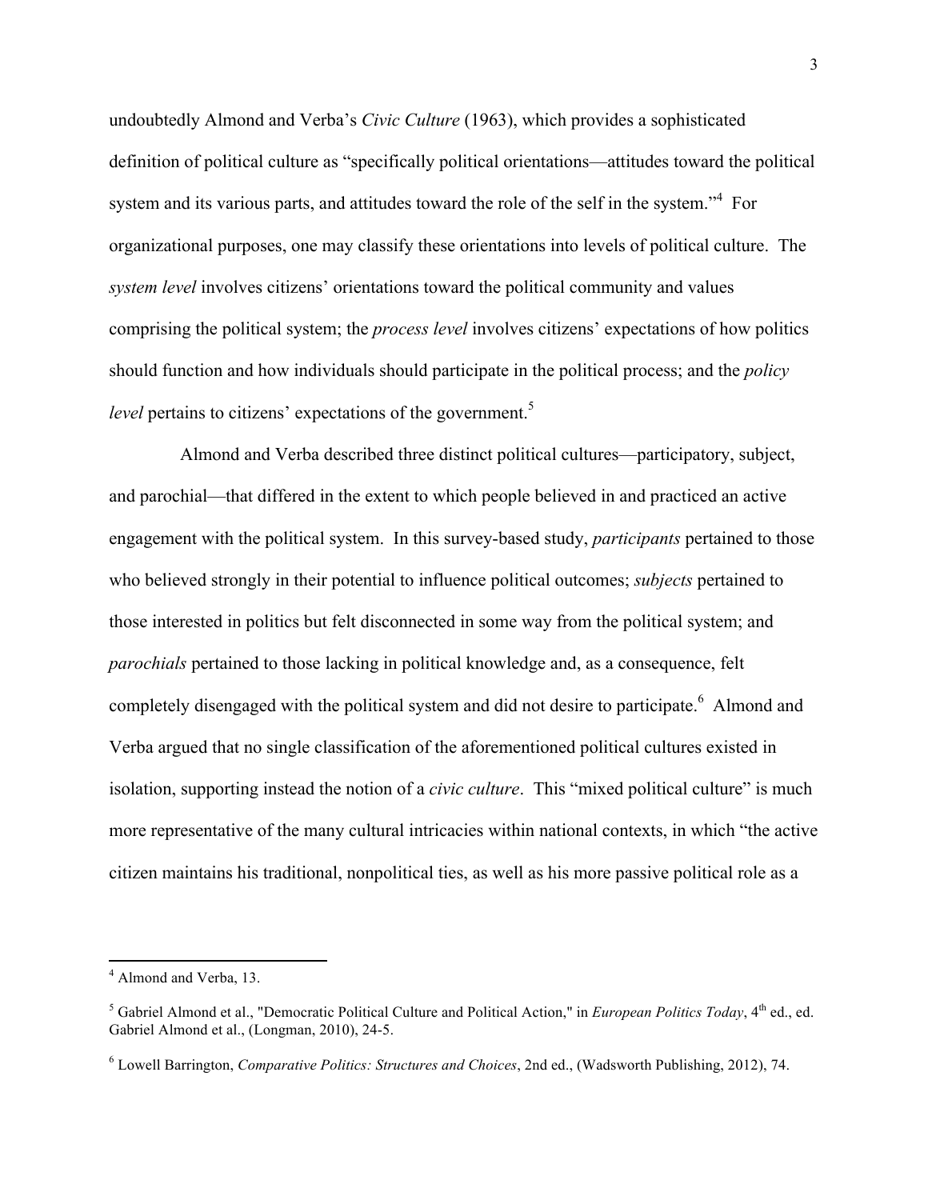undoubtedly Almond and Verba's *Civic Culture* (1963), which provides a sophisticated definition of political culture as "specifically political orientations—attitudes toward the political system and its various parts, and attitudes toward the role of the self in the system."[4] For organizational purposes, one may classify these orientations into levels of political culture. The *system level* involves citizens' orientations toward the political community and values comprising the political system; the *process level* involves citizens' expectations of how politics should function and how individuals should participate in the political process; and the *policy level* pertains to citizens' expectations of the government.[5]

Almond and Verba described three distinct political cultures—participatory, subject, and parochial—that differed in the extent to which people believed in and practiced an active engagement with the political system. In this survey-based study, *participants* pertained to those who believed strongly in their potential to influence political outcomes; *subjects* pertained to those interested in politics but felt disconnected in some way from the political system; and *parochials* pertained to those lacking in political knowledge and, as a consequence, felt completely disengaged with the political system and did not desire to participate.[6] Almond and Verba argued that no single classification of the aforementioned political cultures existed in isolation, supporting instead the notion of a *civic culture*. This "mixed political culture" is much more representative of the many cultural intricacies within national contexts, in which "the active citizen maintains his traditional, nonpolitical ties, as well as his more passive political role as a

---

[4] Almond and Verba, 13.

[5] Gabriel Almond et al., "Democratic Political Culture and Political Action," in *European Politics Today*, 4th ed., ed. Gabriel Almond et al., (Longman, 2010), 24-5.

[6] Lowell Barrington, *Comparative Politics: Structures and Choices*, 2nd ed., (Wadsworth Publishing, 2012), 74.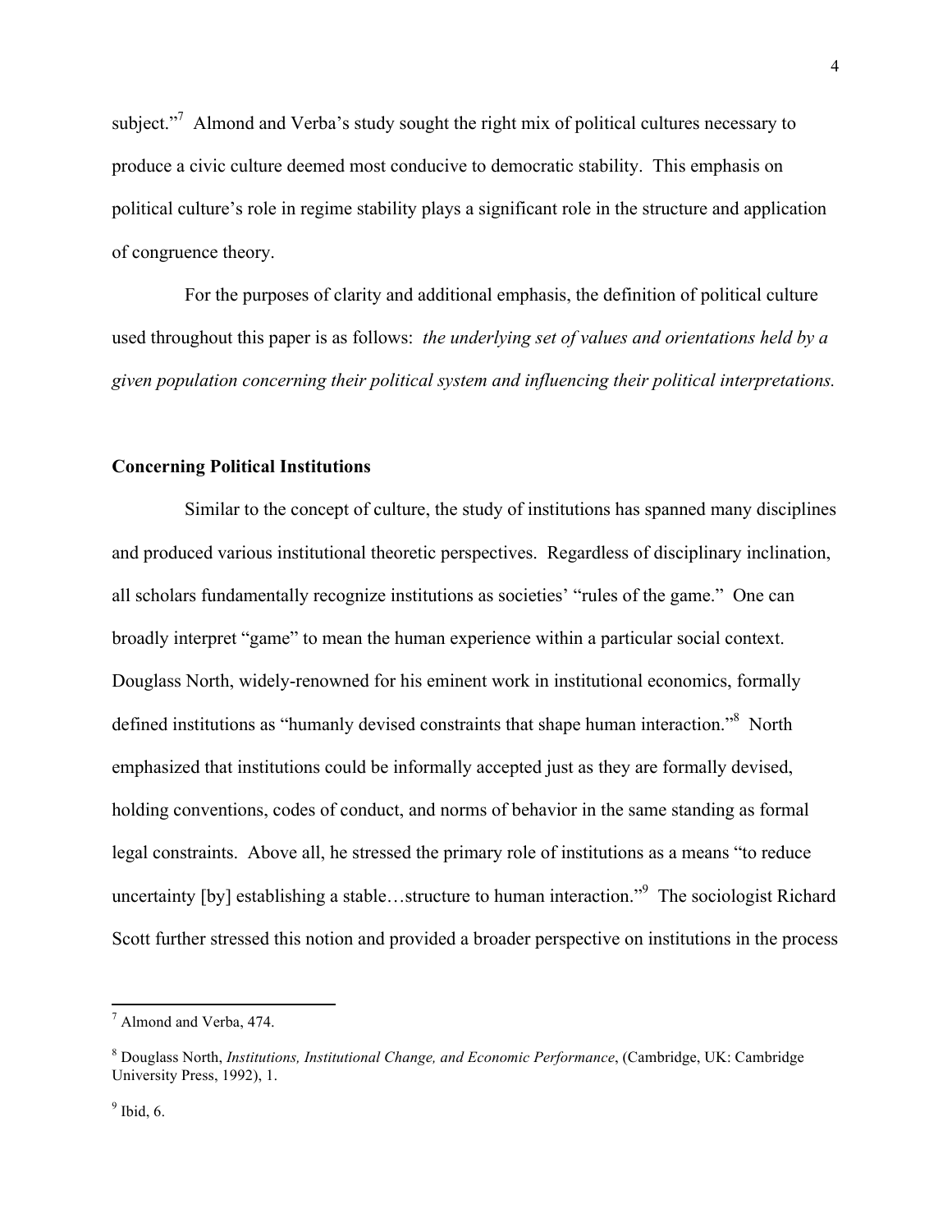subject."[7] Almond and Verba's study sought the right mix of political cultures necessary to produce a civic culture deemed most conducive to democratic stability. This emphasis on political culture's role in regime stability plays a significant role in the structure and application of congruence theory.

For the purposes of clarity and additional emphasis, the definition of political culture used throughout this paper is as follows: *the underlying set of values and orientations held by a given population concerning their political system and influencing their political interpretations.*

**Concerning Political Institutions**

Similar to the concept of culture, the study of institutions has spanned many disciplines and produced various institutional theoretic perspectives. Regardless of disciplinary inclination, all scholars fundamentally recognize institutions as societies' "rules of the game." One can broadly interpret "game" to mean the human experience within a particular social context. Douglass North, widely-renowned for his eminent work in institutional economics, formally defined institutions as "humanly devised constraints that shape human interaction."[8] North emphasized that institutions could be informally accepted just as they are formally devised, holding conventions, codes of conduct, and norms of behavior in the same standing as formal legal constraints. Above all, he stressed the primary role of institutions as a means "to reduce uncertainty [by] establishing a stable…structure to human interaction."[9] The sociologist Richard Scott further stressed this notion and provided a broader perspective on institutions in the process

---

[7] Almond and Verba, 474.

[8] Douglass North, *Institutions, Institutional Change, and Economic Performance*, (Cambridge, UK: Cambridge University Press, 1992), 1.

[9] Ibid, 6.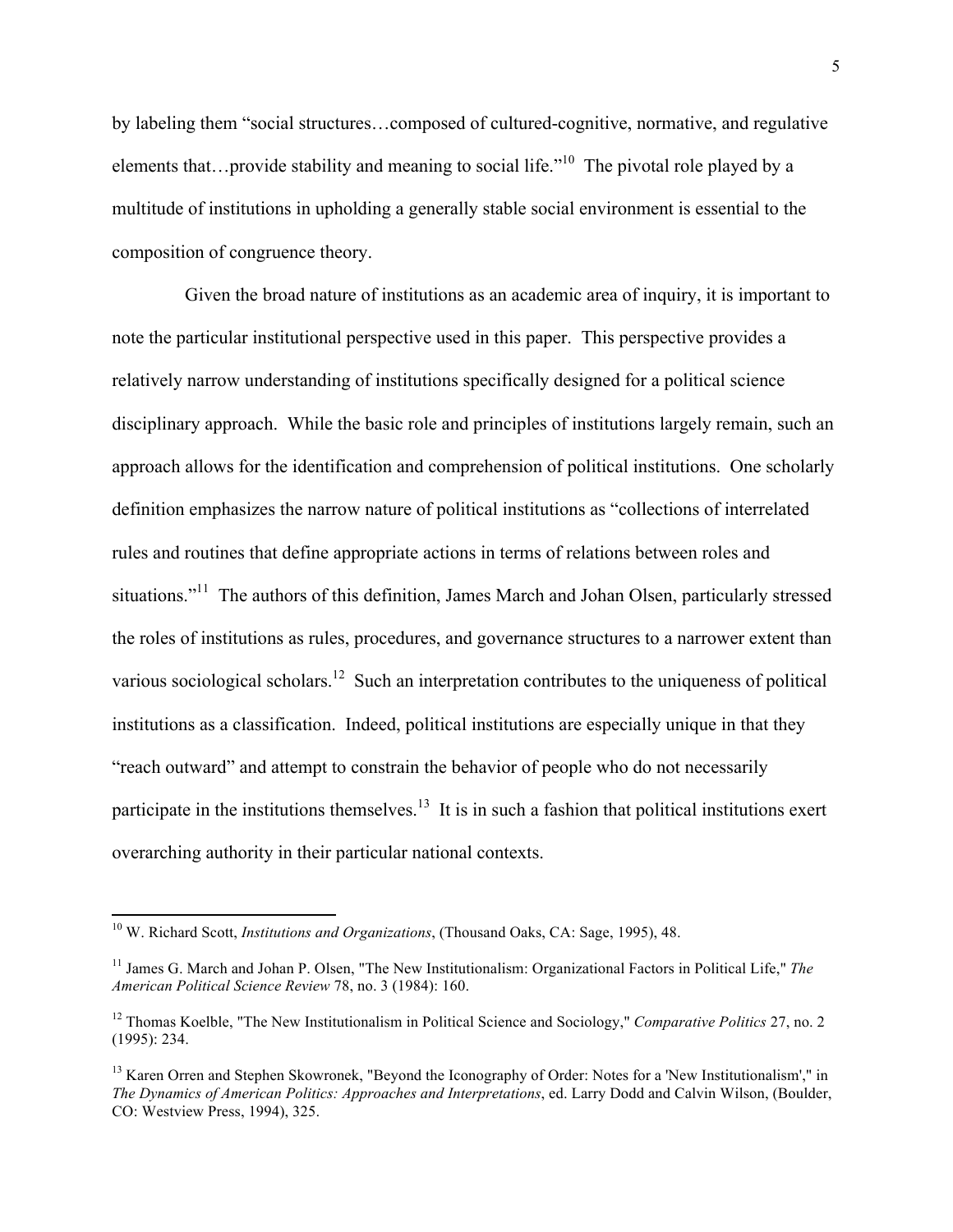by labeling them "social structures…composed of cultured-cognitive, normative, and regulative elements that…provide stability and meaning to social life."[10] The pivotal role played by a multitude of institutions in upholding a generally stable social environment is essential to the composition of congruence theory.

Given the broad nature of institutions as an academic area of inquiry, it is important to note the particular institutional perspective used in this paper. This perspective provides a relatively narrow understanding of institutions specifically designed for a political science disciplinary approach. While the basic role and principles of institutions largely remain, such an approach allows for the identification and comprehension of political institutions. One scholarly definition emphasizes the narrow nature of political institutions as "collections of interrelated rules and routines that define appropriate actions in terms of relations between roles and situations."[11] The authors of this definition, James March and Johan Olsen, particularly stressed the roles of institutions as rules, procedures, and governance structures to a narrower extent than various sociological scholars.[12] Such an interpretation contributes to the uniqueness of political institutions as a classification. Indeed, political institutions are especially unique in that they "reach outward" and attempt to constrain the behavior of people who do not necessarily participate in the institutions themselves.[13] It is in such a fashion that political institutions exert overarching authority in their particular national contexts.

---

[10] W. Richard Scott, *Institutions and Organizations*, (Thousand Oaks, CA: Sage, 1995), 48.

[11] James G. March and Johan P. Olsen, "The New Institutionalism: Organizational Factors in Political Life," *The American Political Science Review* 78, no. 3 (1984): 160.

[12] Thomas Koelble, "The New Institutionalism in Political Science and Sociology," *Comparative Politics* 27, no. 2 (1995): 234.

[13] Karen Orren and Stephen Skowronek, "Beyond the Iconography of Order: Notes for a 'New Institutionalism'," in *The Dynamics of American Politics: Approaches and Interpretations*, ed. Larry Dodd and Calvin Wilson, (Boulder, CO: Westview Press, 1994), 325.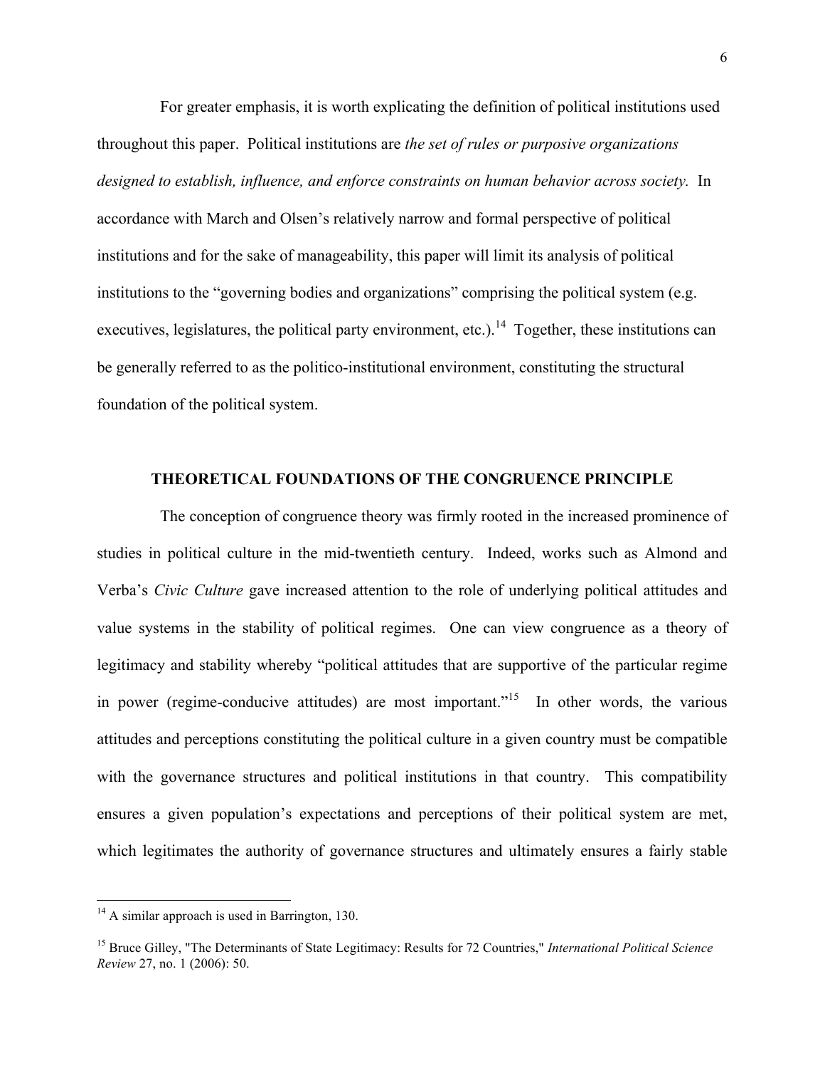For greater emphasis, it is worth explicating the definition of political institutions used throughout this paper. Political institutions are *the set of rules or purposive organizations designed to establish, influence, and enforce constraints on human behavior across society.* In accordance with March and Olsen's relatively narrow and formal perspective of political institutions and for the sake of manageability, this paper will limit its analysis of political institutions to the "governing bodies and organizations" comprising the political system (e.g. executives, legislatures, the political party environment, etc.).[14] Together, these institutions can be generally referred to as the politico-institutional environment, constituting the structural foundation of the political system.

## THEORETICAL FOUNDATIONS OF THE CONGRUENCE PRINCIPLE

The conception of congruence theory was firmly rooted in the increased prominence of studies in political culture in the mid-twentieth century. Indeed, works such as Almond and Verba's *Civic Culture* gave increased attention to the role of underlying political attitudes and value systems in the stability of political regimes. One can view congruence as a theory of legitimacy and stability whereby "political attitudes that are supportive of the particular regime in power (regime-conducive attitudes) are most important."[15] In other words, the various attitudes and perceptions constituting the political culture in a given country must be compatible with the governance structures and political institutions in that country. This compatibility ensures a given population's expectations and perceptions of their political system are met, which legitimates the authority of governance structures and ultimately ensures a fairly stable

---

[14] A similar approach is used in Barrington, 130.

[15] Bruce Gilley, "The Determinants of State Legitimacy: Results for 72 Countries," *International Political Science Review* 27, no. 1 (2006): 50.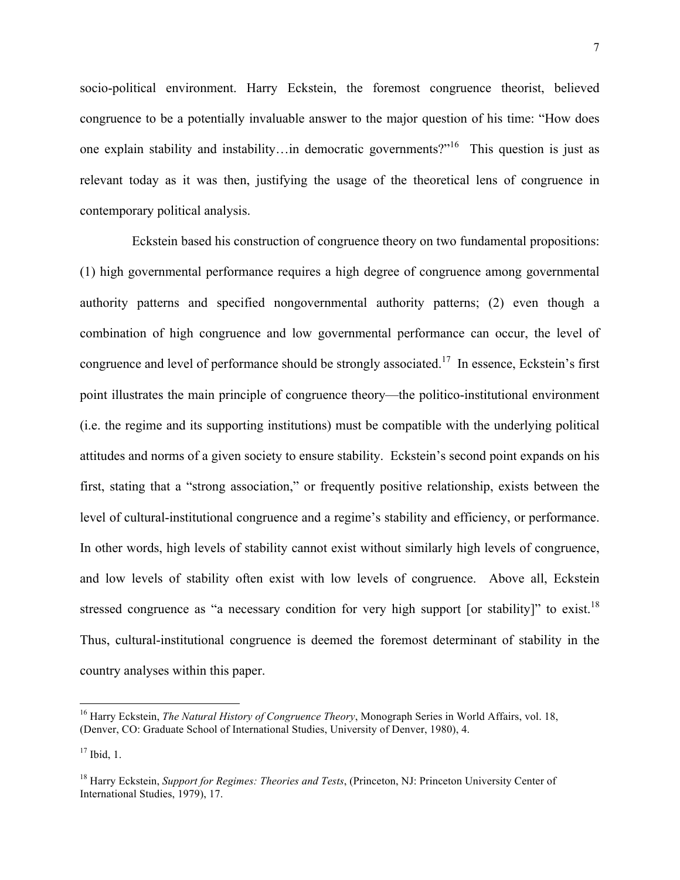socio-political environment. Harry Eckstein, the foremost congruence theorist, believed congruence to be a potentially invaluable answer to the major question of his time: "How does one explain stability and instability…in democratic governments?"[16] This question is just as relevant today as it was then, justifying the usage of the theoretical lens of congruence in contemporary political analysis.

Eckstein based his construction of congruence theory on two fundamental propositions: (1) high governmental performance requires a high degree of congruence among governmental authority patterns and specified nongovernmental authority patterns; (2) even though a combination of high congruence and low governmental performance can occur, the level of congruence and level of performance should be strongly associated.[17] In essence, Eckstein's first point illustrates the main principle of congruence theory—the politico-institutional environment (i.e. the regime and its supporting institutions) must be compatible with the underlying political attitudes and norms of a given society to ensure stability. Eckstein's second point expands on his first, stating that a "strong association," or frequently positive relationship, exists between the level of cultural-institutional congruence and a regime's stability and efficiency, or performance. In other words, high levels of stability cannot exist without similarly high levels of congruence, and low levels of stability often exist with low levels of congruence. Above all, Eckstein stressed congruence as "a necessary condition for very high support [or stability]" to exist.[18] Thus, cultural-institutional congruence is deemed the foremost determinant of stability in the country analyses within this paper.

---

[16] Harry Eckstein, *The Natural History of Congruence Theory*, Monograph Series in World Affairs, vol. 18, (Denver, CO: Graduate School of International Studies, University of Denver, 1980), 4.

[17] Ibid, 1.

[18] Harry Eckstein, *Support for Regimes: Theories and Tests*, (Princeton, NJ: Princeton University Center of International Studies, 1979), 17.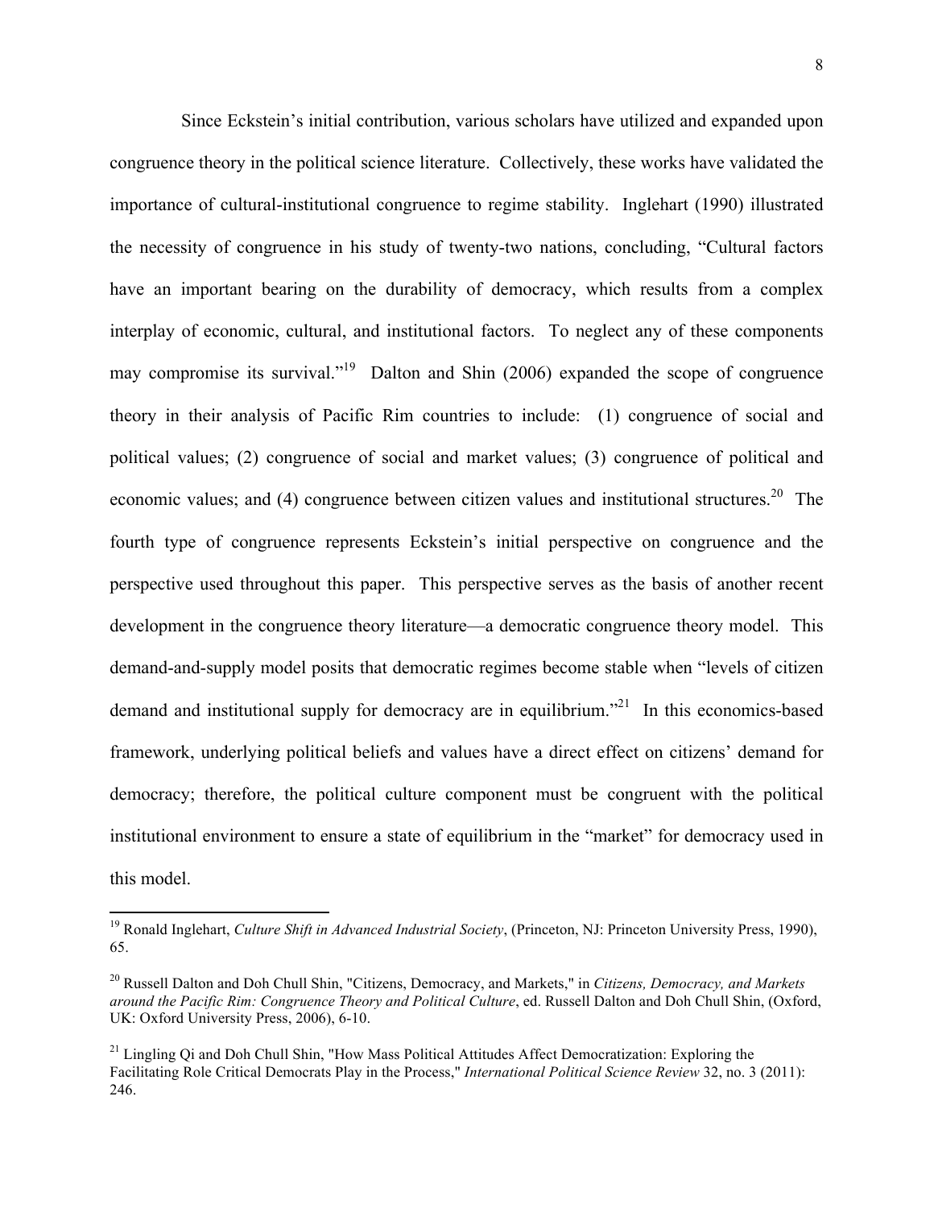Since Eckstein's initial contribution, various scholars have utilized and expanded upon congruence theory in the political science literature. Collectively, these works have validated the importance of cultural-institutional congruence to regime stability. Inglehart (1990) illustrated the necessity of congruence in his study of twenty-two nations, concluding, "Cultural factors have an important bearing on the durability of democracy, which results from a complex interplay of economic, cultural, and institutional factors. To neglect any of these components may compromise its survival."[19] Dalton and Shin (2006) expanded the scope of congruence theory in their analysis of Pacific Rim countries to include: (1) congruence of social and political values; (2) congruence of social and market values; (3) congruence of political and economic values; and (4) congruence between citizen values and institutional structures.[20] The fourth type of congruence represents Eckstein's initial perspective on congruence and the perspective used throughout this paper. This perspective serves as the basis of another recent development in the congruence theory literature—a democratic congruence theory model. This demand-and-supply model posits that democratic regimes become stable when "levels of citizen demand and institutional supply for democracy are in equilibrium."[21] In this economics-based framework, underlying political beliefs and values have a direct effect on citizens' demand for democracy; therefore, the political culture component must be congruent with the political institutional environment to ensure a state of equilibrium in the "market" for democracy used in this model.

---

[19] Ronald Inglehart, *Culture Shift in Advanced Industrial Society*, (Princeton, NJ: Princeton University Press, 1990), 65.

[20] Russell Dalton and Doh Chull Shin, "Citizens, Democracy, and Markets," in *Citizens, Democracy, and Markets around the Pacific Rim: Congruence Theory and Political Culture*, ed. Russell Dalton and Doh Chull Shin, (Oxford, UK: Oxford University Press, 2006), 6-10.

[21] Lingling Qi and Doh Chull Shin, "How Mass Political Attitudes Affect Democratization: Exploring the Facilitating Role Critical Democrats Play in the Process," *International Political Science Review* 32, no. 3 (2011): 246.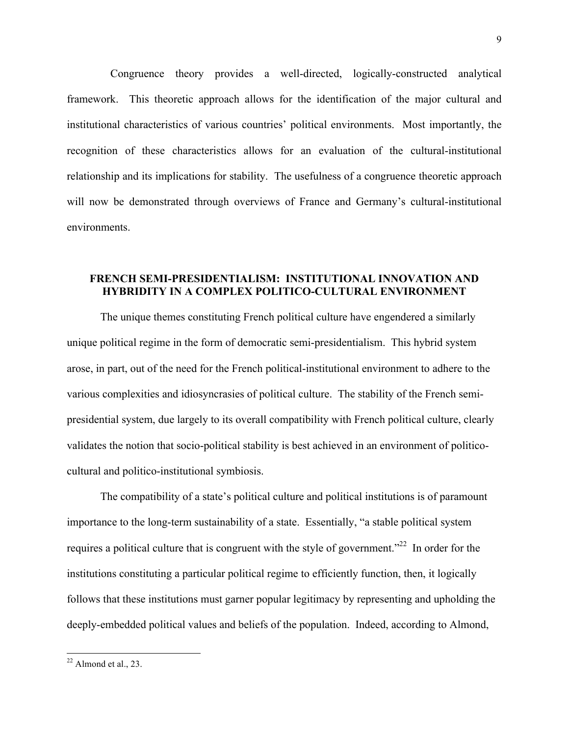Congruence theory provides a well-directed, logically-constructed analytical framework. This theoretic approach allows for the identification of the major cultural and institutional characteristics of various countries' political environments. Most importantly, the recognition of these characteristics allows for an evaluation of the cultural-institutional relationship and its implications for stability. The usefulness of a congruence theoretic approach will now be demonstrated through overviews of France and Germany's cultural-institutional environments.

## FRENCH SEMI-PRESIDENTIALISM: INSTITUTIONAL INNOVATION AND HYBRIDITY IN A COMPLEX POLITICO-CULTURAL ENVIRONMENT

The unique themes constituting French political culture have engendered a similarly unique political regime in the form of democratic semi-presidentialism. This hybrid system arose, in part, out of the need for the French political-institutional environment to adhere to the various complexities and idiosyncrasies of political culture. The stability of the French semi-presidential system, due largely to its overall compatibility with French political culture, clearly validates the notion that socio-political stability is best achieved in an environment of politico-cultural and politico-institutional symbiosis.

The compatibility of a state's political culture and political institutions is of paramount importance to the long-term sustainability of a state. Essentially, "a stable political system requires a political culture that is congruent with the style of government."[22] In order for the institutions constituting a particular political regime to efficiently function, then, it logically follows that these institutions must garner popular legitimacy by representing and upholding the deeply-embedded political values and beliefs of the population. Indeed, according to Almond,

---

[22] Almond et al., 23.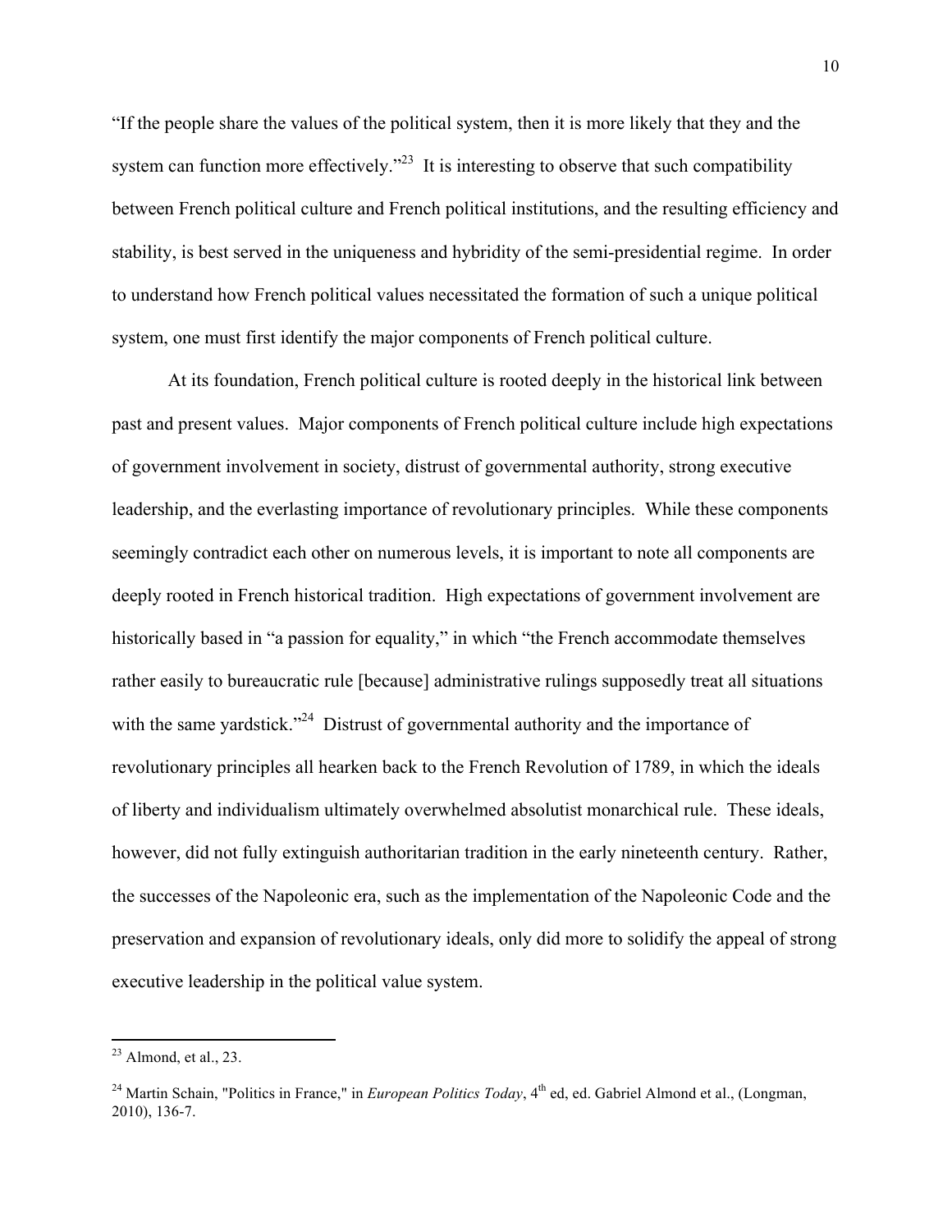"If the people share the values of the political system, then it is more likely that they and the system can function more effectively."[23] It is interesting to observe that such compatibility between French political culture and French political institutions, and the resulting efficiency and stability, is best served in the uniqueness and hybridity of the semi-presidential regime. In order to understand how French political values necessitated the formation of such a unique political system, one must first identify the major components of French political culture.

At its foundation, French political culture is rooted deeply in the historical link between past and present values. Major components of French political culture include high expectations of government involvement in society, distrust of governmental authority, strong executive leadership, and the everlasting importance of revolutionary principles. While these components seemingly contradict each other on numerous levels, it is important to note all components are deeply rooted in French historical tradition. High expectations of government involvement are historically based in "a passion for equality," in which "the French accommodate themselves rather easily to bureaucratic rule [because] administrative rulings supposedly treat all situations with the same yardstick."[24] Distrust of governmental authority and the importance of revolutionary principles all hearken back to the French Revolution of 1789, in which the ideals of liberty and individualism ultimately overwhelmed absolutist monarchical rule. These ideals, however, did not fully extinguish authoritarian tradition in the early nineteenth century. Rather, the successes of the Napoleonic era, such as the implementation of the Napoleonic Code and the preservation and expansion of revolutionary ideals, only did more to solidify the appeal of strong executive leadership in the political value system.

---

[23] Almond, et al., 23.

[24] Martin Schain, "Politics in France," in *European Politics Today*, 4th ed, ed. Gabriel Almond et al., (Longman, 2010), 136-7.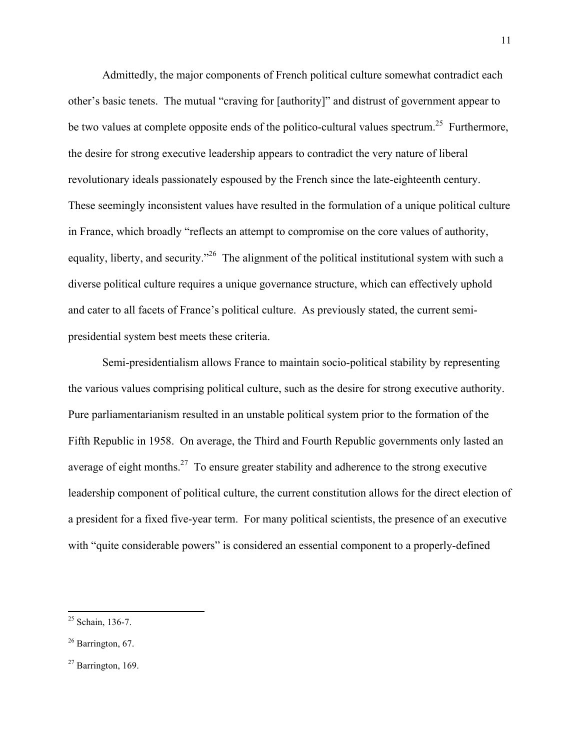Admittedly, the major components of French political culture somewhat contradict each other's basic tenets. The mutual "craving for [authority]" and distrust of government appear to be two values at complete opposite ends of the politico-cultural values spectrum.[25] Furthermore, the desire for strong executive leadership appears to contradict the very nature of liberal revolutionary ideals passionately espoused by the French since the late-eighteenth century. These seemingly inconsistent values have resulted in the formulation of a unique political culture in France, which broadly "reflects an attempt to compromise on the core values of authority, equality, liberty, and security."[26] The alignment of the political institutional system with such a diverse political culture requires a unique governance structure, which can effectively uphold and cater to all facets of France's political culture. As previously stated, the current semi-presidential system best meets these criteria.

Semi-presidentialism allows France to maintain socio-political stability by representing the various values comprising political culture, such as the desire for strong executive authority. Pure parliamentarianism resulted in an unstable political system prior to the formation of the Fifth Republic in 1958. On average, the Third and Fourth Republic governments only lasted an average of eight months.[27] To ensure greater stability and adherence to the strong executive leadership component of political culture, the current constitution allows for the direct election of a president for a fixed five-year term. For many political scientists, the presence of an executive with "quite considerable powers" is considered an essential component to a properly-defined

---

[25] Schain, 136-7.

[26] Barrington, 67.

[27] Barrington, 169.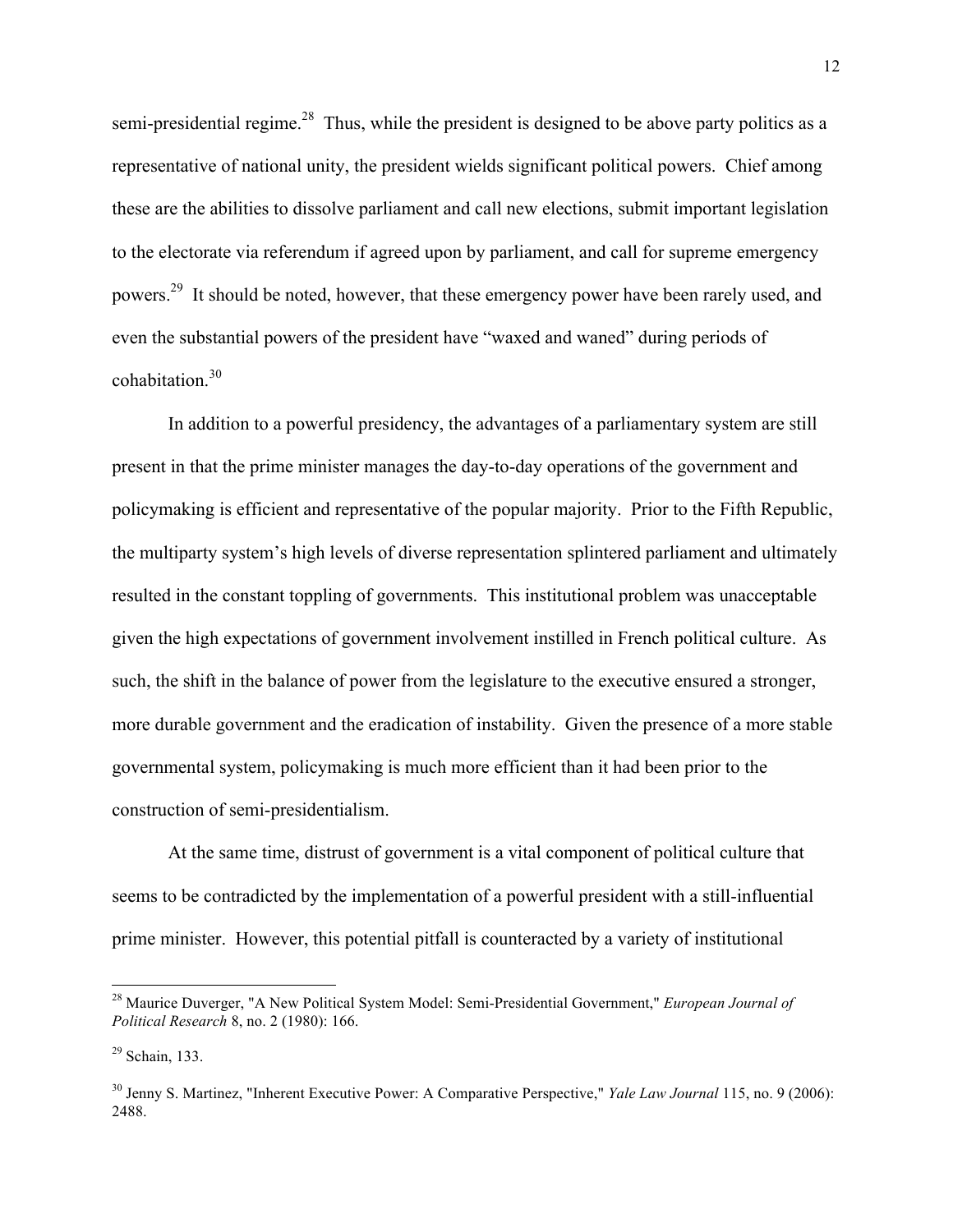semi-presidential regime.[28] Thus, while the president is designed to be above party politics as a representative of national unity, the president wields significant political powers. Chief among these are the abilities to dissolve parliament and call new elections, submit important legislation to the electorate via referendum if agreed upon by parliament, and call for supreme emergency powers.[29] It should be noted, however, that these emergency power have been rarely used, and even the substantial powers of the president have "waxed and waned" during periods of cohabitation.[30]

In addition to a powerful presidency, the advantages of a parliamentary system are still present in that the prime minister manages the day-to-day operations of the government and policymaking is efficient and representative of the popular majority. Prior to the Fifth Republic, the multiparty system's high levels of diverse representation splintered parliament and ultimately resulted in the constant toppling of governments. This institutional problem was unacceptable given the high expectations of government involvement instilled in French political culture. As such, the shift in the balance of power from the legislature to the executive ensured a stronger, more durable government and the eradication of instability. Given the presence of a more stable governmental system, policymaking is much more efficient than it had been prior to the construction of semi-presidentialism.

At the same time, distrust of government is a vital component of political culture that seems to be contradicted by the implementation of a powerful president with a still-influential prime minister. However, this potential pitfall is counteracted by a variety of institutional

---

[28] Maurice Duverger, "A New Political System Model: Semi-Presidential Government," *European Journal of Political Research* 8, no. 2 (1980): 166.

[29] Schain, 133.

[30] Jenny S. Martinez, "Inherent Executive Power: A Comparative Perspective," *Yale Law Journal* 115, no. 9 (2006): 2488.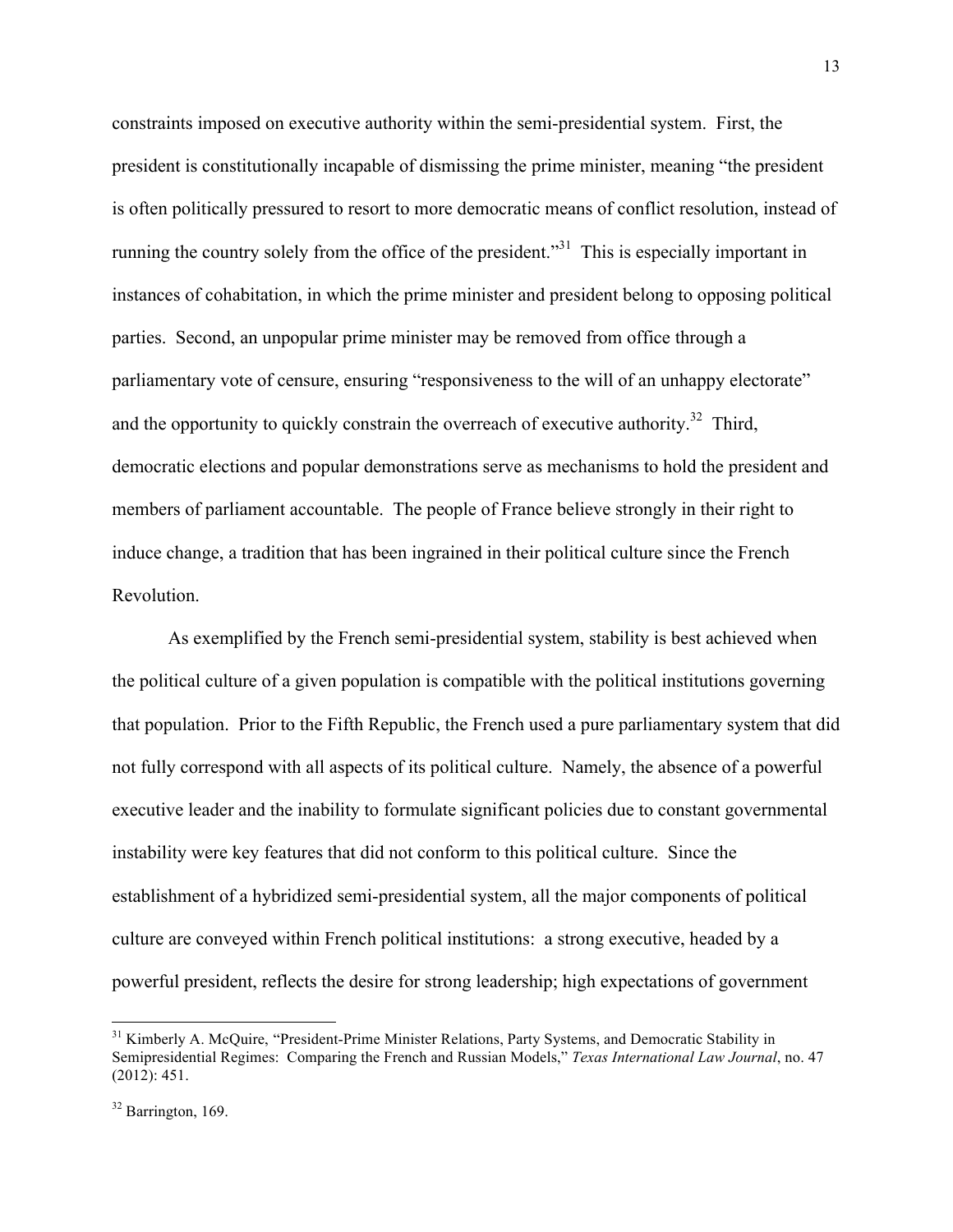constraints imposed on executive authority within the semi-presidential system. First, the president is constitutionally incapable of dismissing the prime minister, meaning "the president is often politically pressured to resort to more democratic means of conflict resolution, instead of running the country solely from the office of the president."[31] This is especially important in instances of cohabitation, in which the prime minister and president belong to opposing political parties. Second, an unpopular prime minister may be removed from office through a parliamentary vote of censure, ensuring "responsiveness to the will of an unhappy electorate" and the opportunity to quickly constrain the overreach of executive authority.[32] Third, democratic elections and popular demonstrations serve as mechanisms to hold the president and members of parliament accountable. The people of France believe strongly in their right to induce change, a tradition that has been ingrained in their political culture since the French Revolution.

As exemplified by the French semi-presidential system, stability is best achieved when the political culture of a given population is compatible with the political institutions governing that population. Prior to the Fifth Republic, the French used a pure parliamentary system that did not fully correspond with all aspects of its political culture. Namely, the absence of a powerful executive leader and the inability to formulate significant policies due to constant governmental instability were key features that did not conform to this political culture. Since the establishment of a hybridized semi-presidential system, all the major components of political culture are conveyed within French political institutions: a strong executive, headed by a powerful president, reflects the desire for strong leadership; high expectations of government

---

[31] Kimberly A. McQuire, "President-Prime Minister Relations, Party Systems, and Democratic Stability in Semipresidential Regimes: Comparing the French and Russian Models," *Texas International Law Journal*, no. 47 (2012): 451.

[32] Barrington, 169.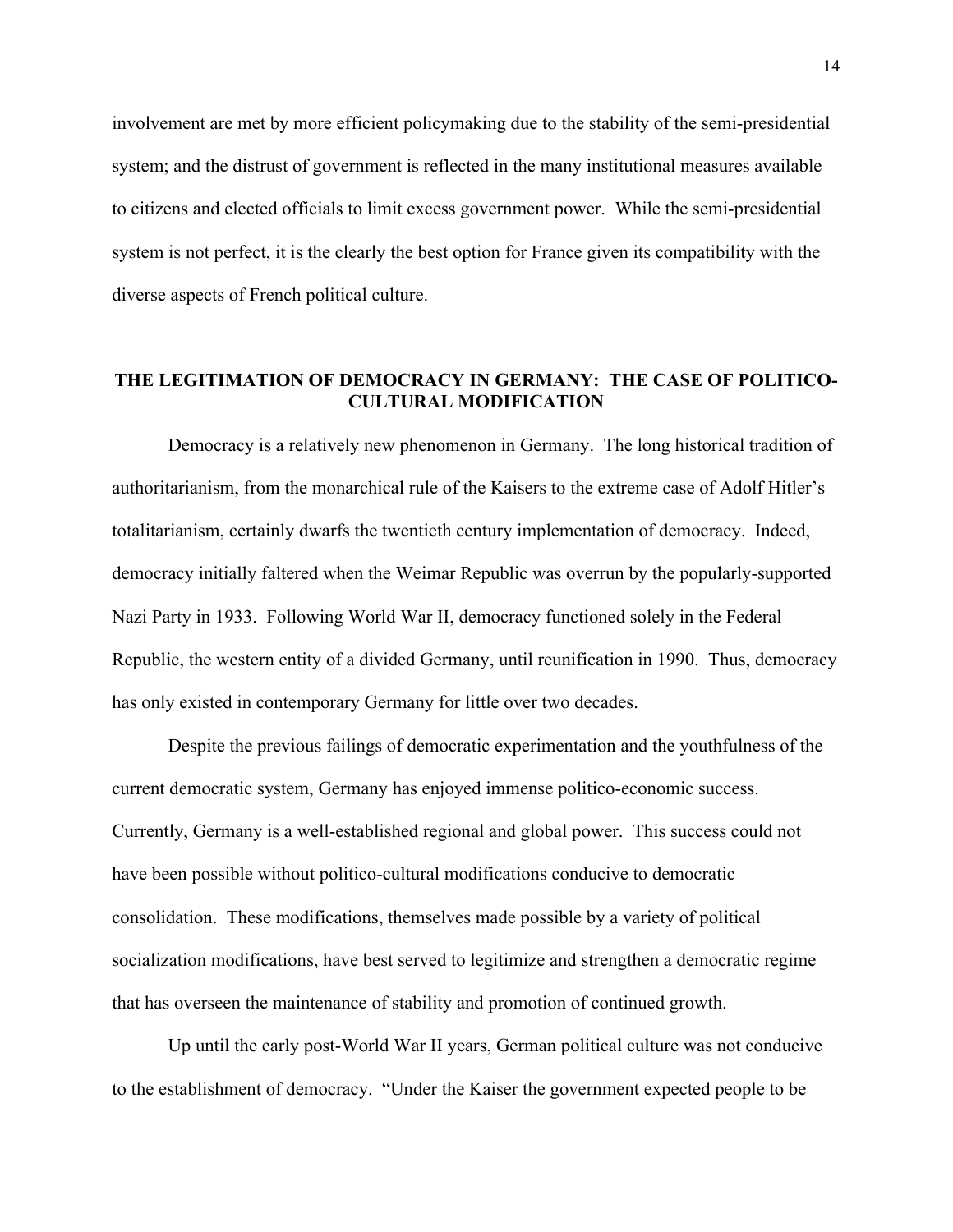involvement are met by more efficient policymaking due to the stability of the semi-presidential system; and the distrust of government is reflected in the many institutional measures available to citizens and elected officials to limit excess government power. While the semi-presidential system is not perfect, it is the clearly the best option for France given its compatibility with the diverse aspects of French political culture.

## THE LEGITIMATION OF DEMOCRACY IN GERMANY: THE CASE OF POLITICO-CULTURAL MODIFICATION

Democracy is a relatively new phenomenon in Germany. The long historical tradition of authoritarianism, from the monarchical rule of the Kaisers to the extreme case of Adolf Hitler's totalitarianism, certainly dwarfs the twentieth century implementation of democracy. Indeed, democracy initially faltered when the Weimar Republic was overrun by the popularly-supported Nazi Party in 1933. Following World War II, democracy functioned solely in the Federal Republic, the western entity of a divided Germany, until reunification in 1990. Thus, democracy has only existed in contemporary Germany for little over two decades.

Despite the previous failings of democratic experimentation and the youthfulness of the current democratic system, Germany has enjoyed immense politico-economic success. Currently, Germany is a well-established regional and global power. This success could not have been possible without politico-cultural modifications conducive to democratic consolidation. These modifications, themselves made possible by a variety of political socialization modifications, have best served to legitimize and strengthen a democratic regime that has overseen the maintenance of stability and promotion of continued growth.

Up until the early post-World War II years, German political culture was not conducive to the establishment of democracy. "Under the Kaiser the government expected people to be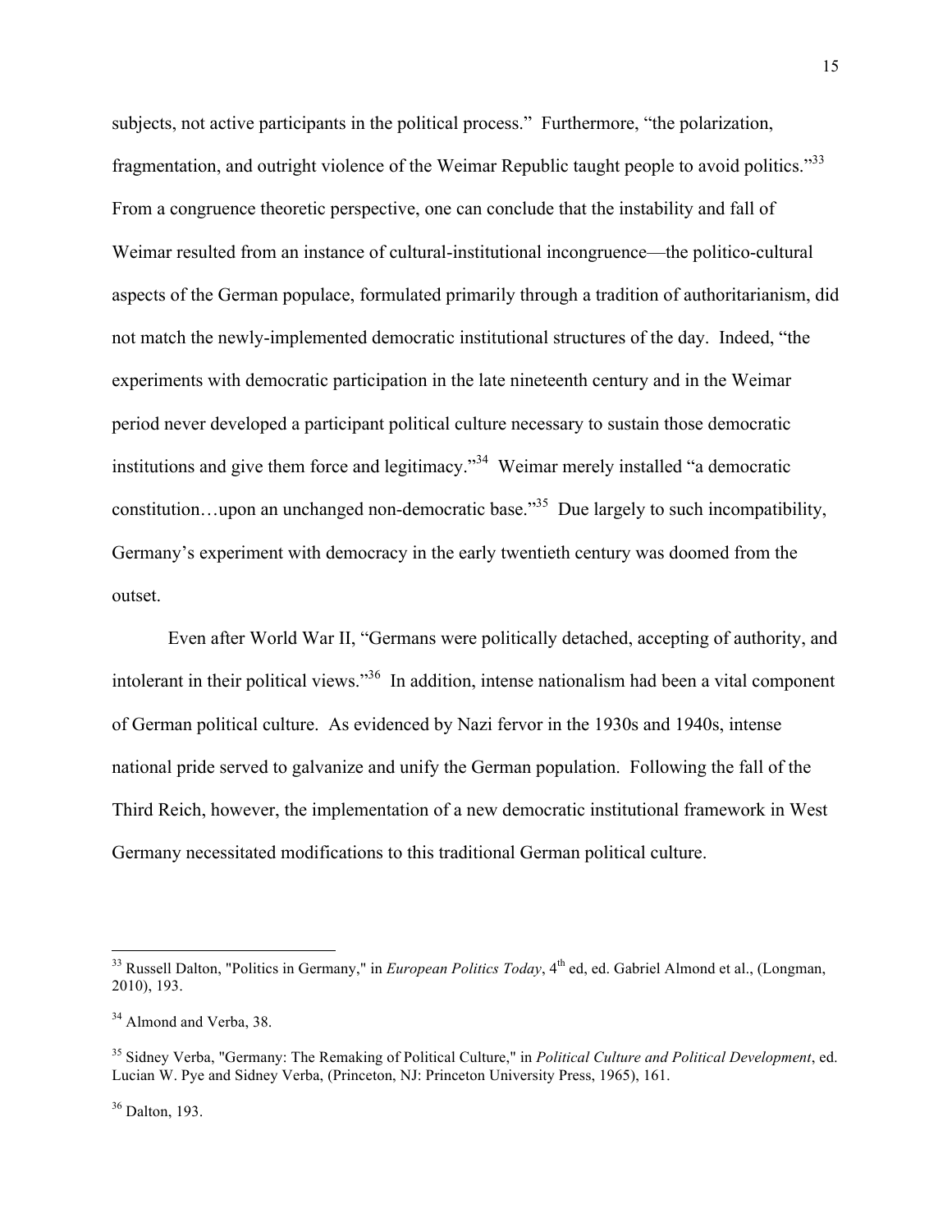subjects, not active participants in the political process." Furthermore, "the polarization, fragmentation, and outright violence of the Weimar Republic taught people to avoid politics."[33] From a congruence theoretic perspective, one can conclude that the instability and fall of Weimar resulted from an instance of cultural-institutional incongruence—the politico-cultural aspects of the German populace, formulated primarily through a tradition of authoritarianism, did not match the newly-implemented democratic institutional structures of the day. Indeed, "the experiments with democratic participation in the late nineteenth century and in the Weimar period never developed a participant political culture necessary to sustain those democratic institutions and give them force and legitimacy."[34] Weimar merely installed "a democratic constitution…upon an unchanged non-democratic base."[35] Due largely to such incompatibility, Germany's experiment with democracy in the early twentieth century was doomed from the outset.

Even after World War II, "Germans were politically detached, accepting of authority, and intolerant in their political views."[36] In addition, intense nationalism had been a vital component of German political culture. As evidenced by Nazi fervor in the 1930s and 1940s, intense national pride served to galvanize and unify the German population. Following the fall of the Third Reich, however, the implementation of a new democratic institutional framework in West Germany necessitated modifications to this traditional German political culture.

---

[33] Russell Dalton, "Politics in Germany," in *European Politics Today*, 4th ed, ed. Gabriel Almond et al., (Longman, 2010), 193.

[34] Almond and Verba, 38.

[35] Sidney Verba, "Germany: The Remaking of Political Culture," in *Political Culture and Political Development*, ed. Lucian W. Pye and Sidney Verba, (Princeton, NJ: Princeton University Press, 1965), 161.

[36] Dalton, 193.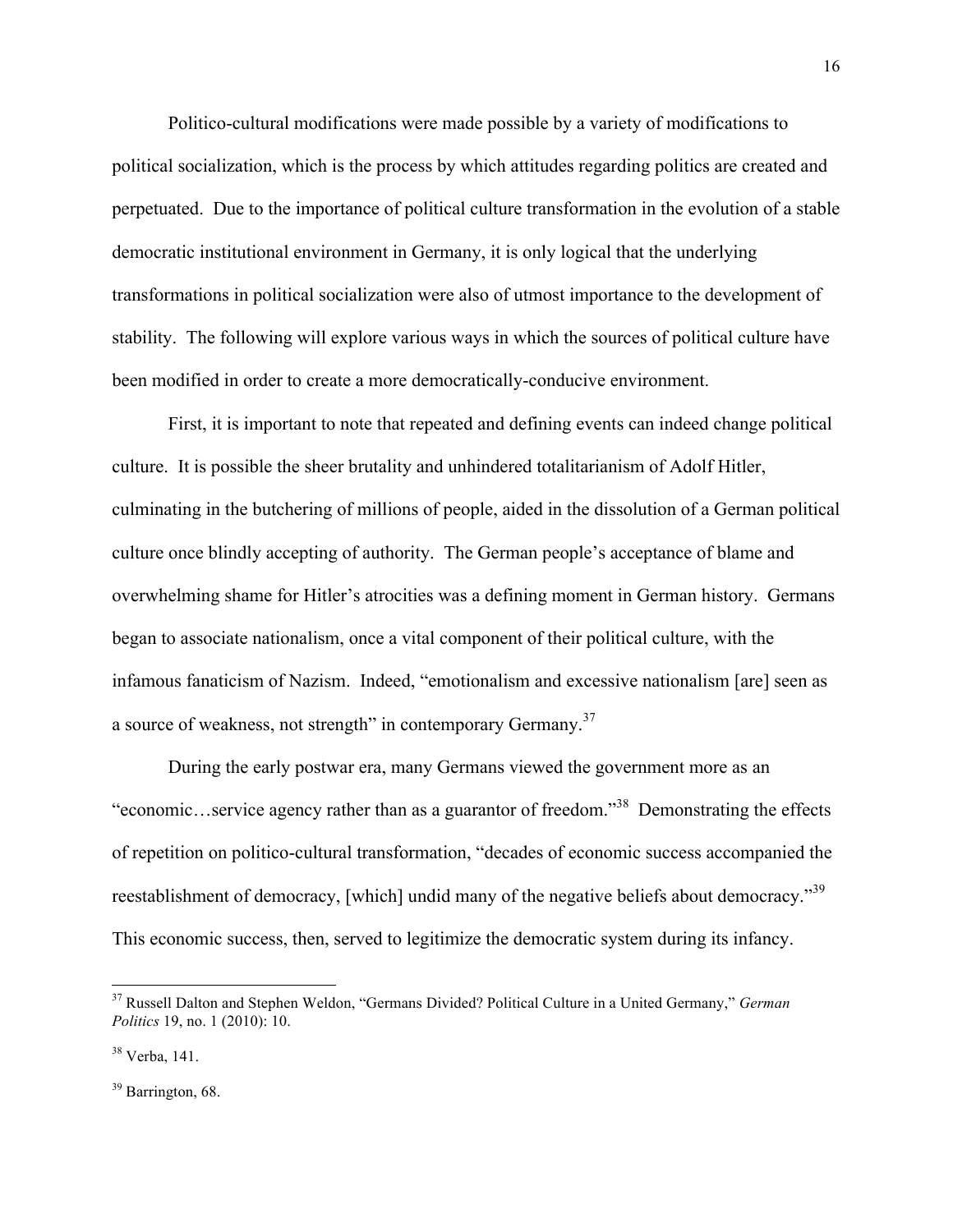Politico-cultural modifications were made possible by a variety of modifications to political socialization, which is the process by which attitudes regarding politics are created and perpetuated. Due to the importance of political culture transformation in the evolution of a stable democratic institutional environment in Germany, it is only logical that the underlying transformations in political socialization were also of utmost importance to the development of stability. The following will explore various ways in which the sources of political culture have been modified in order to create a more democratically-conducive environment.

First, it is important to note that repeated and defining events can indeed change political culture. It is possible the sheer brutality and unhindered totalitarianism of Adolf Hitler, culminating in the butchering of millions of people, aided in the dissolution of a German political culture once blindly accepting of authority. The German people's acceptance of blame and overwhelming shame for Hitler's atrocities was a defining moment in German history. Germans began to associate nationalism, once a vital component of their political culture, with the infamous fanaticism of Nazism. Indeed, "emotionalism and excessive nationalism [are] seen as a source of weakness, not strength" in contemporary Germany.[37]

During the early postwar era, many Germans viewed the government more as an "economic…service agency rather than as a guarantor of freedom."[38] Demonstrating the effects of repetition on politico-cultural transformation, "decades of economic success accompanied the reestablishment of democracy, [which] undid many of the negative beliefs about democracy."[39] This economic success, then, served to legitimize the democratic system during its infancy.

---

[37] Russell Dalton and Stephen Weldon, "Germans Divided? Political Culture in a United Germany," *German Politics* 19, no. 1 (2010): 10.

[38] Verba, 141.

[39] Barrington, 68.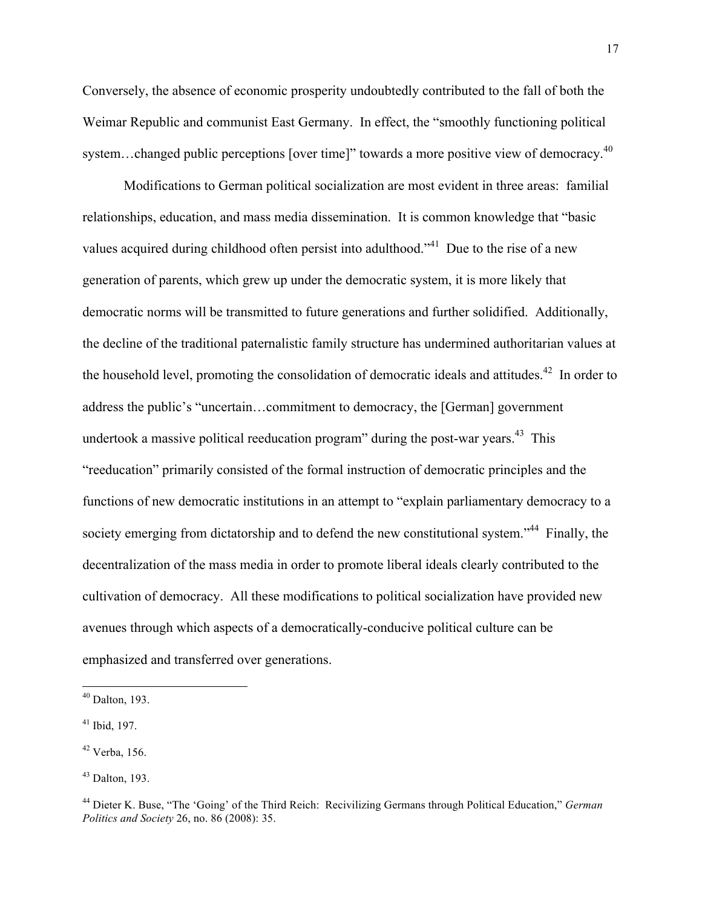Conversely, the absence of economic prosperity undoubtedly contributed to the fall of both the Weimar Republic and communist East Germany. In effect, the "smoothly functioning political system…changed public perceptions [over time]" towards a more positive view of democracy.[40]

Modifications to German political socialization are most evident in three areas: familial relationships, education, and mass media dissemination. It is common knowledge that "basic values acquired during childhood often persist into adulthood."[41] Due to the rise of a new generation of parents, which grew up under the democratic system, it is more likely that democratic norms will be transmitted to future generations and further solidified. Additionally, the decline of the traditional paternalistic family structure has undermined authoritarian values at the household level, promoting the consolidation of democratic ideals and attitudes.[42] In order to address the public's "uncertain…commitment to democracy, the [German] government undertook a massive political reeducation program" during the post-war years.[43] This "reeducation" primarily consisted of the formal instruction of democratic principles and the functions of new democratic institutions in an attempt to "explain parliamentary democracy to a society emerging from dictatorship and to defend the new constitutional system."[44] Finally, the decentralization of the mass media in order to promote liberal ideals clearly contributed to the cultivation of democracy. All these modifications to political socialization have provided new avenues through which aspects of a democratically-conducive political culture can be emphasized and transferred over generations.

---

[40] Dalton, 193.

[41] Ibid, 197.

[42] Verba, 156.

[43] Dalton, 193.

[44] Dieter K. Buse, "The 'Going' of the Third Reich: Recivilizing Germans through Political Education," *German Politics and Society* 26, no. 86 (2008): 35.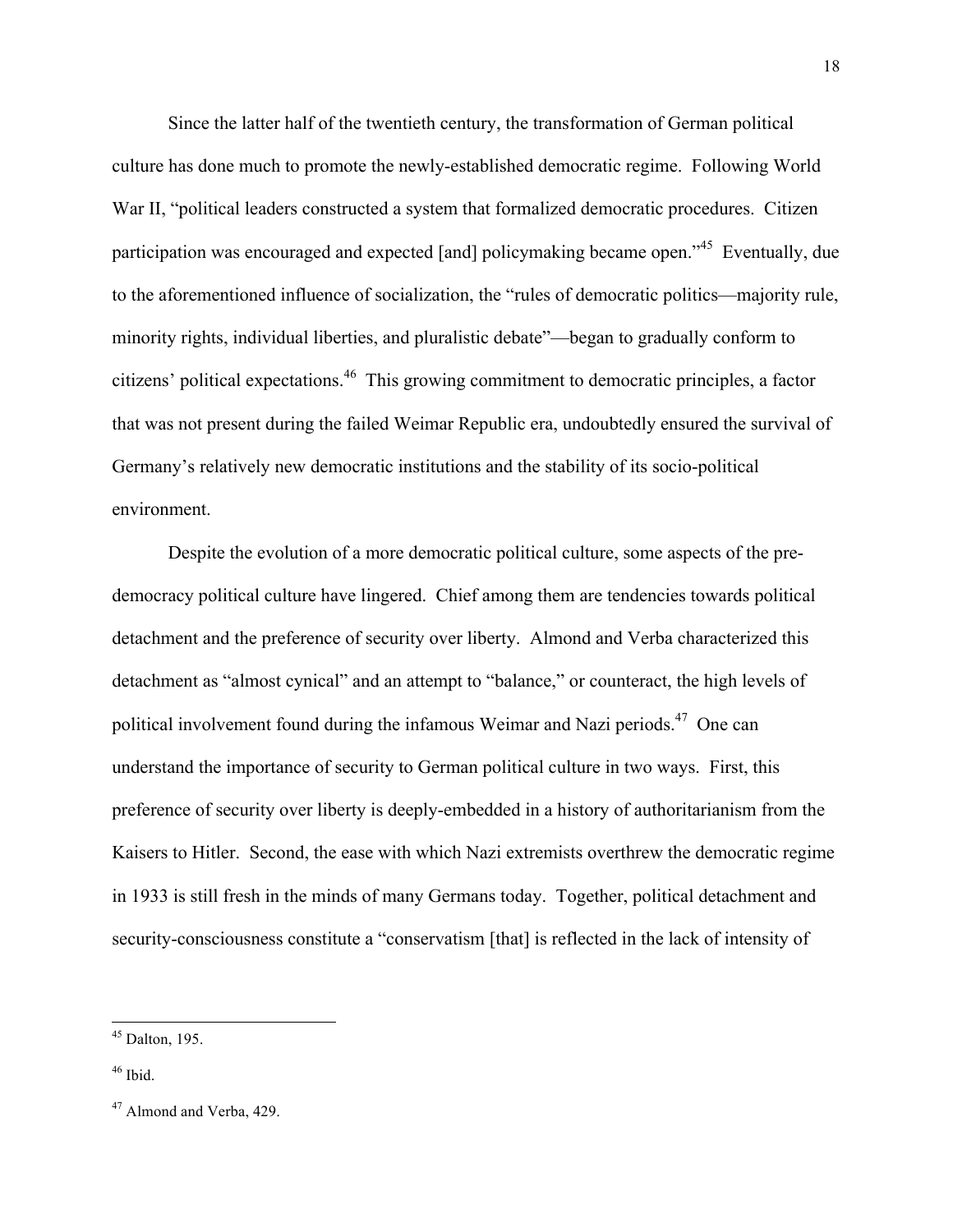Since the latter half of the twentieth century, the transformation of German political culture has done much to promote the newly-established democratic regime. Following World War II, "political leaders constructed a system that formalized democratic procedures. Citizen participation was encouraged and expected [and] policymaking became open."[45] Eventually, due to the aforementioned influence of socialization, the "rules of democratic politics—majority rule, minority rights, individual liberties, and pluralistic debate"—began to gradually conform to citizens' political expectations.[46] This growing commitment to democratic principles, a factor that was not present during the failed Weimar Republic era, undoubtedly ensured the survival of Germany's relatively new democratic institutions and the stability of its socio-political environment.

Despite the evolution of a more democratic political culture, some aspects of the pre-democracy political culture have lingered. Chief among them are tendencies towards political detachment and the preference of security over liberty. Almond and Verba characterized this detachment as "almost cynical" and an attempt to "balance," or counteract, the high levels of political involvement found during the infamous Weimar and Nazi periods.[47] One can understand the importance of security to German political culture in two ways. First, this preference of security over liberty is deeply-embedded in a history of authoritarianism from the Kaisers to Hitler. Second, the ease with which Nazi extremists overthrew the democratic regime in 1933 is still fresh in the minds of many Germans today. Together, political detachment and security-consciousness constitute a "conservatism [that] is reflected in the lack of intensity of

---

[45] Dalton, 195.

[46] Ibid.

[47] Almond and Verba, 429.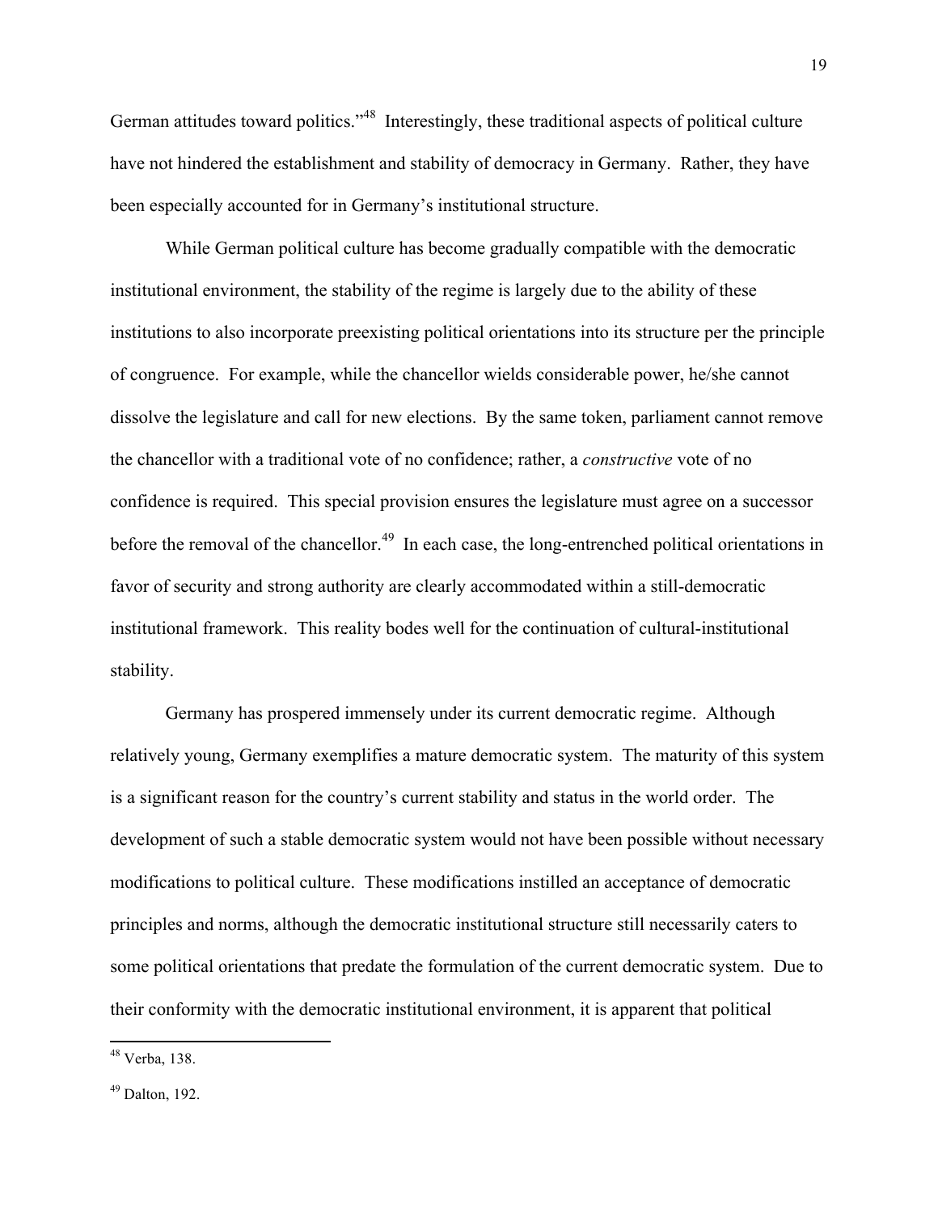German attitudes toward politics."[48] Interestingly, these traditional aspects of political culture have not hindered the establishment and stability of democracy in Germany. Rather, they have been especially accounted for in Germany's institutional structure.

While German political culture has become gradually compatible with the democratic institutional environment, the stability of the regime is largely due to the ability of these institutions to also incorporate preexisting political orientations into its structure per the principle of congruence. For example, while the chancellor wields considerable power, he/she cannot dissolve the legislature and call for new elections. By the same token, parliament cannot remove the chancellor with a traditional vote of no confidence; rather, a *constructive* vote of no confidence is required. This special provision ensures the legislature must agree on a successor before the removal of the chancellor.[49] In each case, the long-entrenched political orientations in favor of security and strong authority are clearly accommodated within a still-democratic institutional framework. This reality bodes well for the continuation of cultural-institutional stability.

Germany has prospered immensely under its current democratic regime. Although relatively young, Germany exemplifies a mature democratic system. The maturity of this system is a significant reason for the country's current stability and status in the world order. The development of such a stable democratic system would not have been possible without necessary modifications to political culture. These modifications instilled an acceptance of democratic principles and norms, although the democratic institutional structure still necessarily caters to some political orientations that predate the formulation of the current democratic system. Due to their conformity with the democratic institutional environment, it is apparent that political

---

[48] Verba, 138.

[49] Dalton, 192.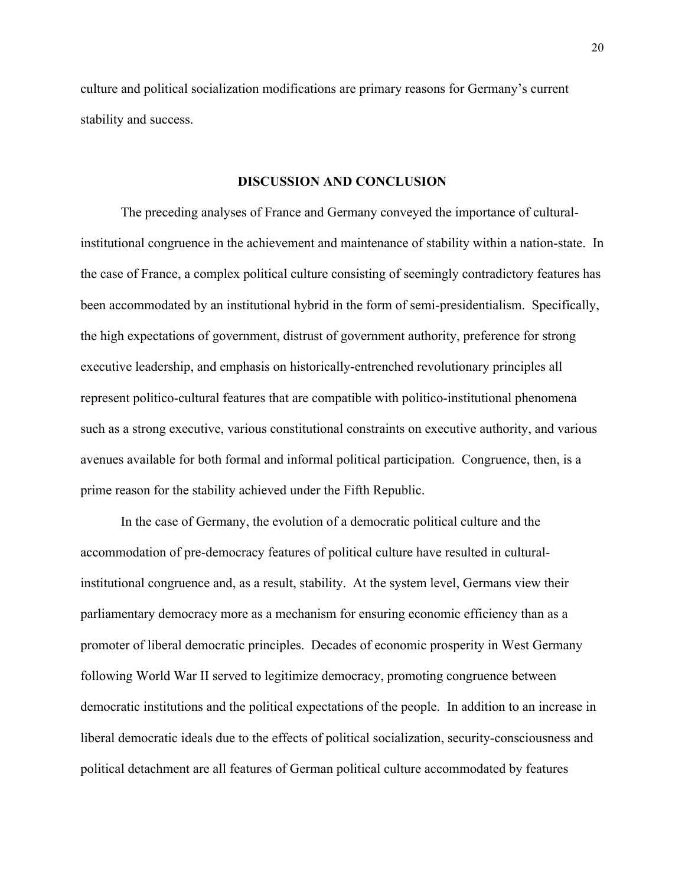culture and political socialization modifications are primary reasons for Germany's current stability and success.

## DISCUSSION AND CONCLUSION

The preceding analyses of France and Germany conveyed the importance of cultural-institutional congruence in the achievement and maintenance of stability within a nation-state. In the case of France, a complex political culture consisting of seemingly contradictory features has been accommodated by an institutional hybrid in the form of semi-presidentialism. Specifically, the high expectations of government, distrust of government authority, preference for strong executive leadership, and emphasis on historically-entrenched revolutionary principles all represent politico-cultural features that are compatible with politico-institutional phenomena such as a strong executive, various constitutional constraints on executive authority, and various avenues available for both formal and informal political participation. Congruence, then, is a prime reason for the stability achieved under the Fifth Republic.

In the case of Germany, the evolution of a democratic political culture and the accommodation of pre-democracy features of political culture have resulted in cultural-institutional congruence and, as a result, stability. At the system level, Germans view their parliamentary democracy more as a mechanism for ensuring economic efficiency than as a promoter of liberal democratic principles. Decades of economic prosperity in West Germany following World War II served to legitimize democracy, promoting congruence between democratic institutions and the political expectations of the people. In addition to an increase in liberal democratic ideals due to the effects of political socialization, security-consciousness and political detachment are all features of German political culture accommodated by features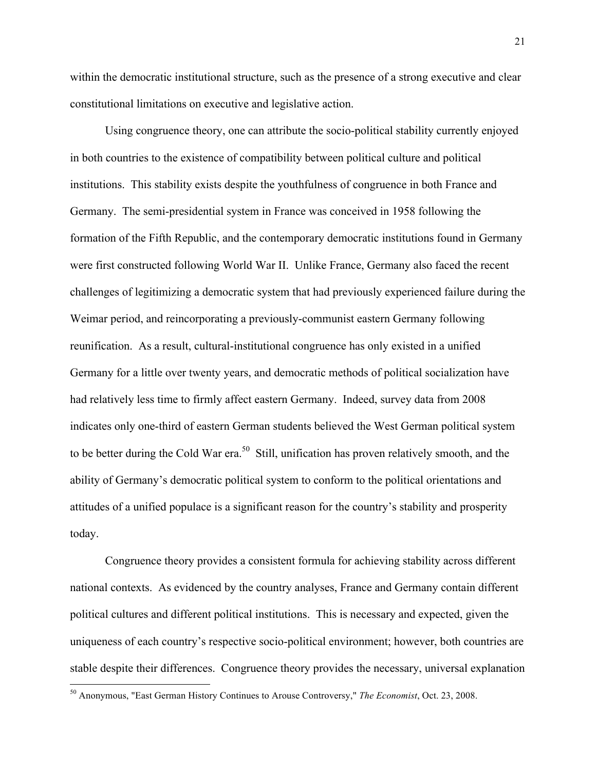within the democratic institutional structure, such as the presence of a strong executive and clear constitutional limitations on executive and legislative action.

Using congruence theory, one can attribute the socio-political stability currently enjoyed in both countries to the existence of compatibility between political culture and political institutions. This stability exists despite the youthfulness of congruence in both France and Germany. The semi-presidential system in France was conceived in 1958 following the formation of the Fifth Republic, and the contemporary democratic institutions found in Germany were first constructed following World War II. Unlike France, Germany also faced the recent challenges of legitimizing a democratic system that had previously experienced failure during the Weimar period, and reincorporating a previously-communist eastern Germany following reunification. As a result, cultural-institutional congruence has only existed in a unified Germany for a little over twenty years, and democratic methods of political socialization have had relatively less time to firmly affect eastern Germany. Indeed, survey data from 2008 indicates only one-third of eastern German students believed the West German political system to be better during the Cold War era.[50] Still, unification has proven relatively smooth, and the ability of Germany's democratic political system to conform to the political orientations and attitudes of a unified populace is a significant reason for the country's stability and prosperity today.

Congruence theory provides a consistent formula for achieving stability across different national contexts. As evidenced by the country analyses, France and Germany contain different political cultures and different political institutions. This is necessary and expected, given the uniqueness of each country's respective socio-political environment; however, both countries are stable despite their differences. Congruence theory provides the necessary, universal explanation

[50] Anonymous, "East German History Continues to Arouse Controversy," *The Economist*, Oct. 23, 2008.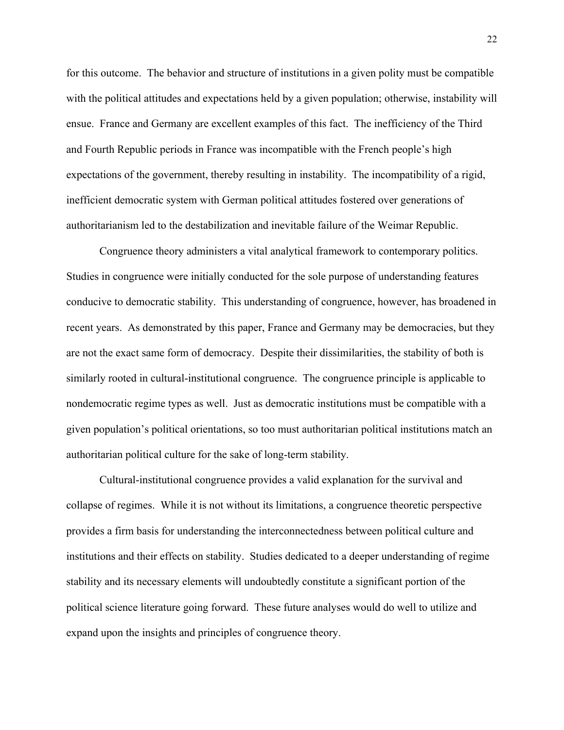for this outcome. The behavior and structure of institutions in a given polity must be compatible with the political attitudes and expectations held by a given population; otherwise, instability will ensue. France and Germany are excellent examples of this fact. The inefficiency of the Third and Fourth Republic periods in France was incompatible with the French people's high expectations of the government, thereby resulting in instability. The incompatibility of a rigid, inefficient democratic system with German political attitudes fostered over generations of authoritarianism led to the destabilization and inevitable failure of the Weimar Republic.

Congruence theory administers a vital analytical framework to contemporary politics. Studies in congruence were initially conducted for the sole purpose of understanding features conducive to democratic stability. This understanding of congruence, however, has broadened in recent years. As demonstrated by this paper, France and Germany may be democracies, but they are not the exact same form of democracy. Despite their dissimilarities, the stability of both is similarly rooted in cultural-institutional congruence. The congruence principle is applicable to nondemocratic regime types as well. Just as democratic institutions must be compatible with a given population's political orientations, so too must authoritarian political institutions match an authoritarian political culture for the sake of long-term stability.

Cultural-institutional congruence provides a valid explanation for the survival and collapse of regimes. While it is not without its limitations, a congruence theoretic perspective provides a firm basis for understanding the interconnectedness between political culture and institutions and their effects on stability. Studies dedicated to a deeper understanding of regime stability and its necessary elements will undoubtedly constitute a significant portion of the political science literature going forward. These future analyses would do well to utilize and expand upon the insights and principles of congruence theory.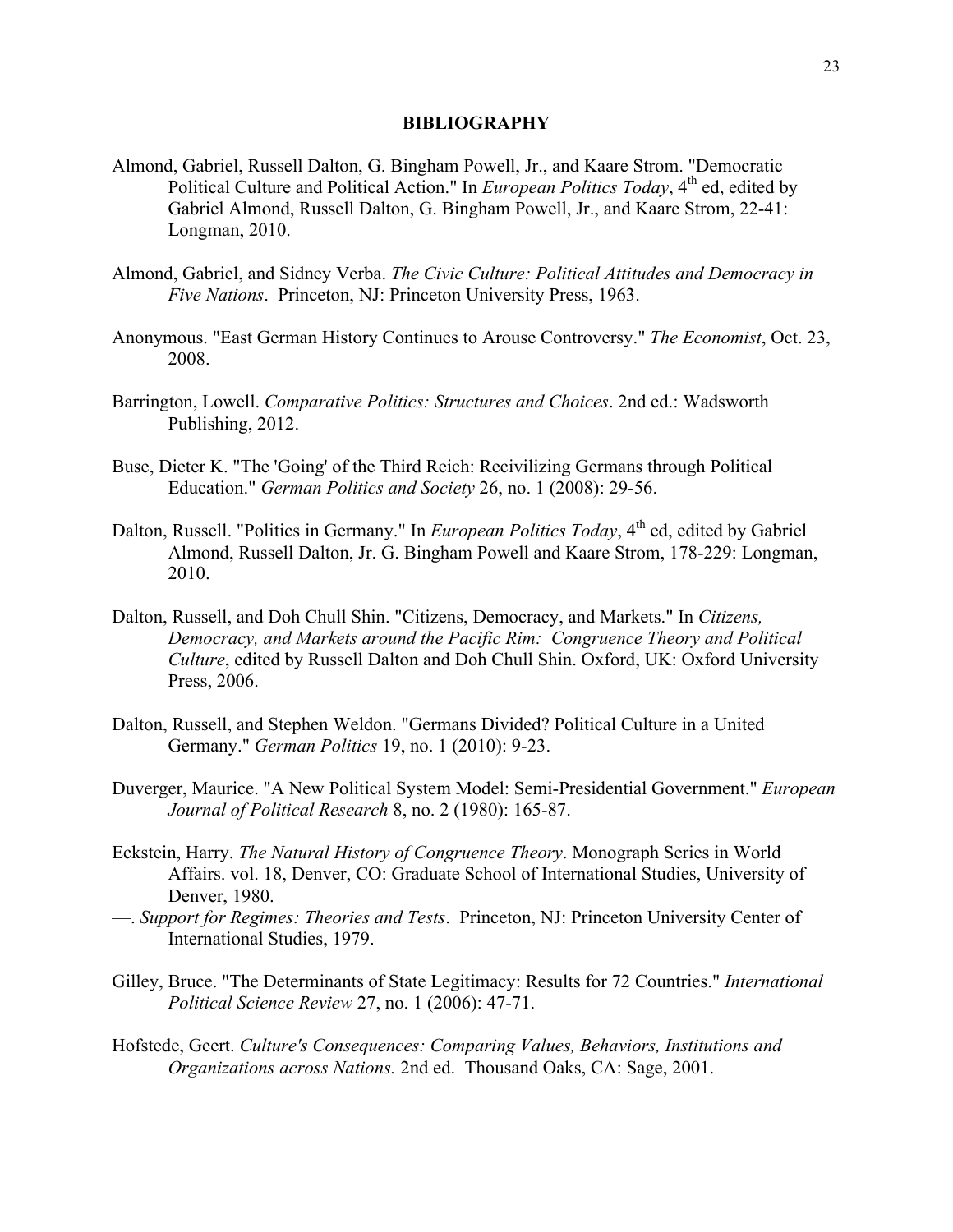# BIBLIOGRAPHY

Almond, Gabriel, Russell Dalton, G. Bingham Powell, Jr., and Kaare Strom. "Democratic Political Culture and Political Action." In *European Politics Today*, 4th ed, edited by Gabriel Almond, Russell Dalton, G. Bingham Powell, Jr., and Kaare Strom, 22-41: Longman, 2010.

Almond, Gabriel, and Sidney Verba. *The Civic Culture: Political Attitudes and Democracy in Five Nations*. Princeton, NJ: Princeton University Press, 1963.

Anonymous. "East German History Continues to Arouse Controversy." *The Economist*, Oct. 23, 2008.

Barrington, Lowell. *Comparative Politics: Structures and Choices*. 2nd ed.: Wadsworth Publishing, 2012.

Buse, Dieter K. "The 'Going' of the Third Reich: Recivilizing Germans through Political Education." *German Politics and Society* 26, no. 1 (2008): 29-56.

Dalton, Russell. "Politics in Germany." In *European Politics Today*, 4th ed, edited by Gabriel Almond, Russell Dalton, Jr. G. Bingham Powell and Kaare Strom, 178-229: Longman, 2010.

Dalton, Russell, and Doh Chull Shin. "Citizens, Democracy, and Markets." In *Citizens, Democracy, and Markets around the Pacific Rim: Congruence Theory and Political Culture*, edited by Russell Dalton and Doh Chull Shin. Oxford, UK: Oxford University Press, 2006.

Dalton, Russell, and Stephen Weldon. "Germans Divided? Political Culture in a United Germany." *German Politics* 19, no. 1 (2010): 9-23.

Duverger, Maurice. "A New Political System Model: Semi-Presidential Government." *European Journal of Political Research* 8, no. 2 (1980): 165-87.

Eckstein, Harry. *The Natural History of Congruence Theory*. Monograph Series in World Affairs. vol. 18, Denver, CO: Graduate School of International Studies, University of Denver, 1980.

—. *Support for Regimes: Theories and Tests*. Princeton, NJ: Princeton University Center of International Studies, 1979.

Gilley, Bruce. "The Determinants of State Legitimacy: Results for 72 Countries." *International Political Science Review* 27, no. 1 (2006): 47-71.

Hofstede, Geert. *Culture's Consequences: Comparing Values, Behaviors, Institutions and Organizations across Nations.* 2nd ed. Thousand Oaks, CA: Sage, 2001.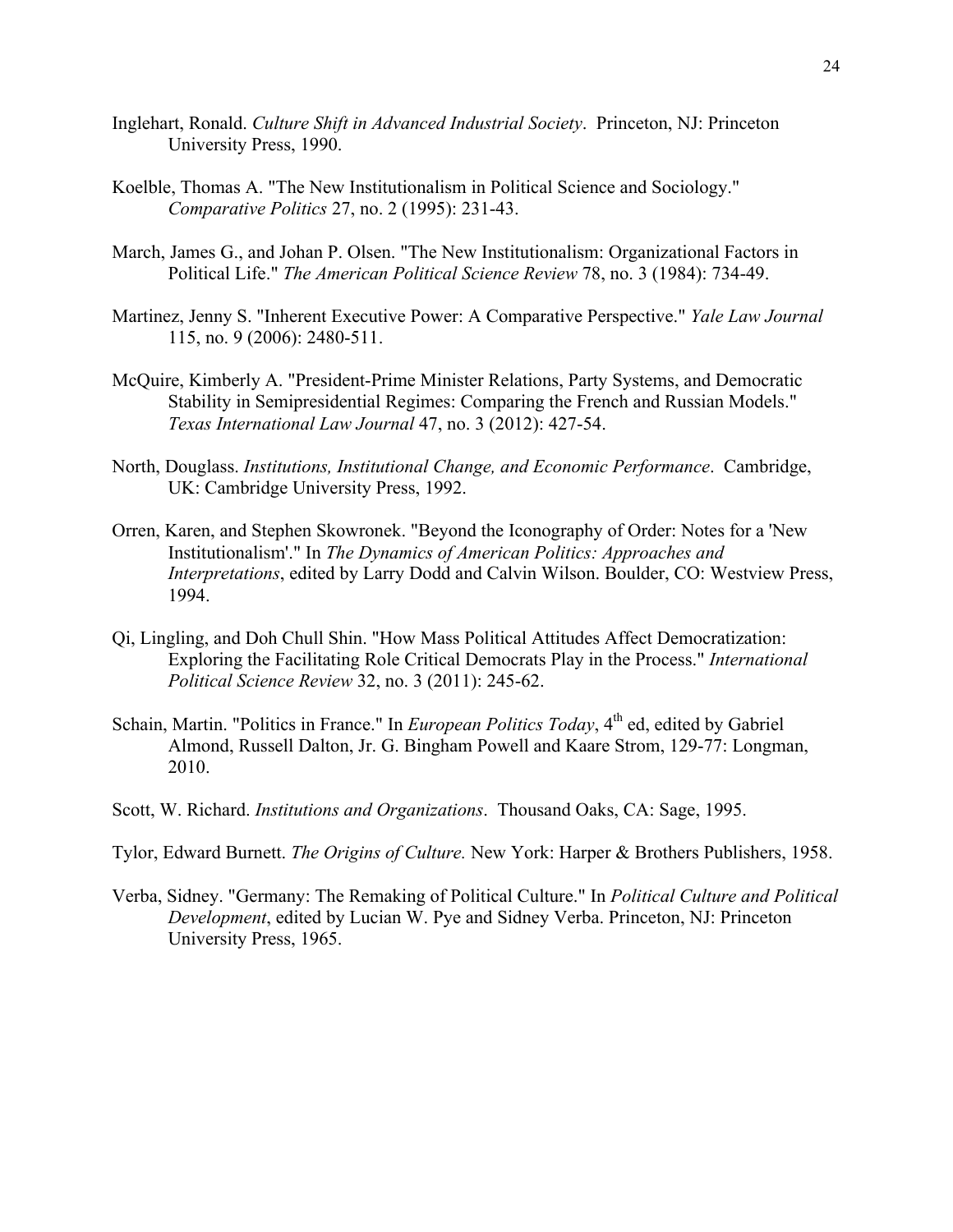Inglehart, Ronald. *Culture Shift in Advanced Industrial Society*. Princeton, NJ: Princeton University Press, 1990.

Koelble, Thomas A. "The New Institutionalism in Political Science and Sociology." *Comparative Politics* 27, no. 2 (1995): 231-43.

March, James G., and Johan P. Olsen. "The New Institutionalism: Organizational Factors in Political Life." *The American Political Science Review* 78, no. 3 (1984): 734-49.

Martinez, Jenny S. "Inherent Executive Power: A Comparative Perspective." *Yale Law Journal* 115, no. 9 (2006): 2480-511.

McQuire, Kimberly A. "President-Prime Minister Relations, Party Systems, and Democratic Stability in Semipresidential Regimes: Comparing the French and Russian Models." *Texas International Law Journal* 47, no. 3 (2012): 427-54.

North, Douglass. *Institutions, Institutional Change, and Economic Performance*. Cambridge, UK: Cambridge University Press, 1992.

Orren, Karen, and Stephen Skowronek. "Beyond the Iconography of Order: Notes for a 'New Institutionalism'." In *The Dynamics of American Politics: Approaches and Interpretations*, edited by Larry Dodd and Calvin Wilson. Boulder, CO: Westview Press, 1994.

Qi, Lingling, and Doh Chull Shin. "How Mass Political Attitudes Affect Democratization: Exploring the Facilitating Role Critical Democrats Play in the Process." *International Political Science Review* 32, no. 3 (2011): 245-62.

Schain, Martin. "Politics in France." In *European Politics Today*, 4th ed, edited by Gabriel Almond, Russell Dalton, Jr. G. Bingham Powell and Kaare Strom, 129-77: Longman, 2010.

Scott, W. Richard. *Institutions and Organizations*. Thousand Oaks, CA: Sage, 1995.

Tylor, Edward Burnett. *The Origins of Culture.* New York: Harper & Brothers Publishers, 1958.

Verba, Sidney. "Germany: The Remaking of Political Culture." In *Political Culture and Political Development*, edited by Lucian W. Pye and Sidney Verba. Princeton, NJ: Princeton University Press, 1965.